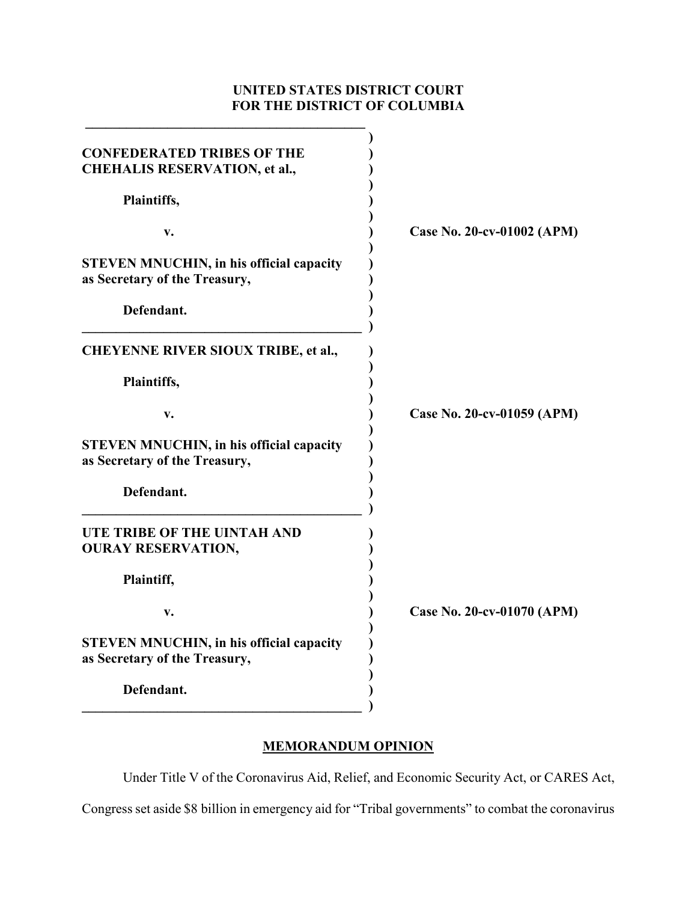**UNITED STATES DISTRICT COURT**
**FOR THE DISTRICT OF COLUMBIA**

| | |
|---|---|
| **CONFEDERATED TRIBES OF THE CHEHALIS RESERVATION, et al.,**<br><br>**Plaintiffs,**<br><br>**v.**<br><br>**STEVEN MNUCHIN, in his official capacity as Secretary of the Treasury,**<br><br>**Defendant.** | **Case No. 20-cv-01002 (APM)** |
| **CHEYENNE RIVER SIOUX TRIBE, et al.,**<br><br>**Plaintiffs,**<br><br>**v.**<br><br>**STEVEN MNUCHIN, in his official capacity as Secretary of the Treasury,**<br><br>**Defendant.** | **Case No. 20-cv-01059 (APM)** |
| **UTE TRIBE OF THE UINTAH AND OURAY RESERVATION,**<br><br>**Plaintiff,**<br><br>**v.**<br><br>**STEVEN MNUCHIN, in his official capacity as Secretary of the Treasury,**<br><br>**Defendant.** | **Case No. 20-cv-01070 (APM)** |

## MEMORANDUM OPINION

Under Title V of the Coronavirus Aid, Relief, and Economic Security Act, or CARES Act, Congress set aside $8 billion in emergency aid for "Tribal governments" to combat the coronavirus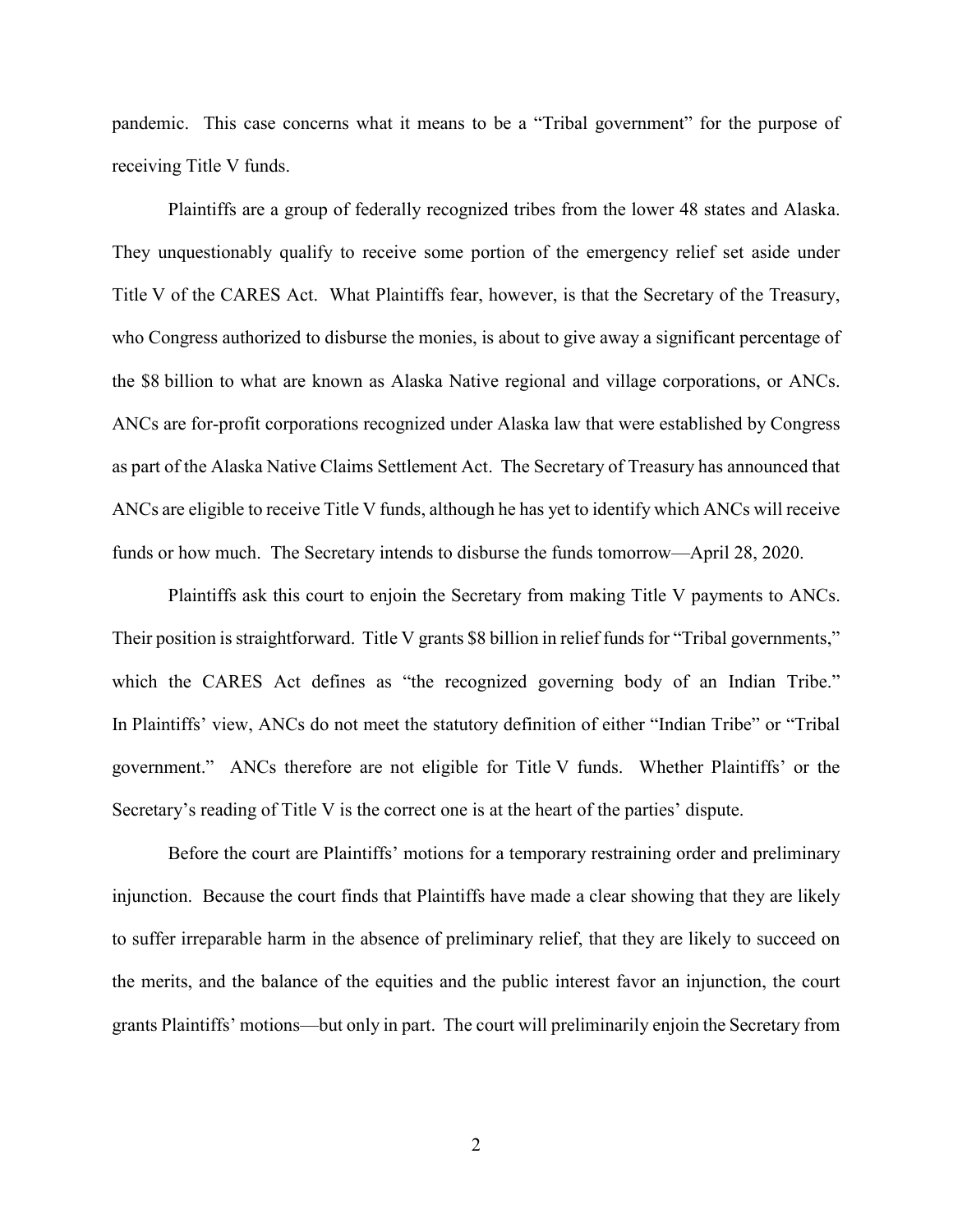pandemic. This case concerns what it means to be a "Tribal government" for the purpose of receiving Title V funds.

Plaintiffs are a group of federally recognized tribes from the lower 48 states and Alaska. They unquestionably qualify to receive some portion of the emergency relief set aside under Title V of the CARES Act. What Plaintiffs fear, however, is that the Secretary of the Treasury, who Congress authorized to disburse the monies, is about to give away a significant percentage of the \$8 billion to what are known as Alaska Native regional and village corporations, or ANCs. ANCs are for-profit corporations recognized under Alaska law that were established by Congress as part of the Alaska Native Claims Settlement Act. The Secretary of Treasury has announced that ANCs are eligible to receive Title V funds, although he has yet to identify which ANCs will receive funds or how much. The Secretary intends to disburse the funds tomorrow—April 28, 2020.

Plaintiffs ask this court to enjoin the Secretary from making Title V payments to ANCs. Their position is straightforward. Title V grants \$8 billion in relief funds for "Tribal governments," which the CARES Act defines as "the recognized governing body of an Indian Tribe." In Plaintiffs' view, ANCs do not meet the statutory definition of either "Indian Tribe" or "Tribal government." ANCs therefore are not eligible for Title V funds. Whether Plaintiffs' or the Secretary's reading of Title V is the correct one is at the heart of the parties' dispute.

Before the court are Plaintiffs' motions for a temporary restraining order and preliminary injunction. Because the court finds that Plaintiffs have made a clear showing that they are likely to suffer irreparable harm in the absence of preliminary relief, that they are likely to succeed on the merits, and the balance of the equities and the public interest favor an injunction, the court grants Plaintiffs' motions—but only in part. The court will preliminarily enjoin the Secretary from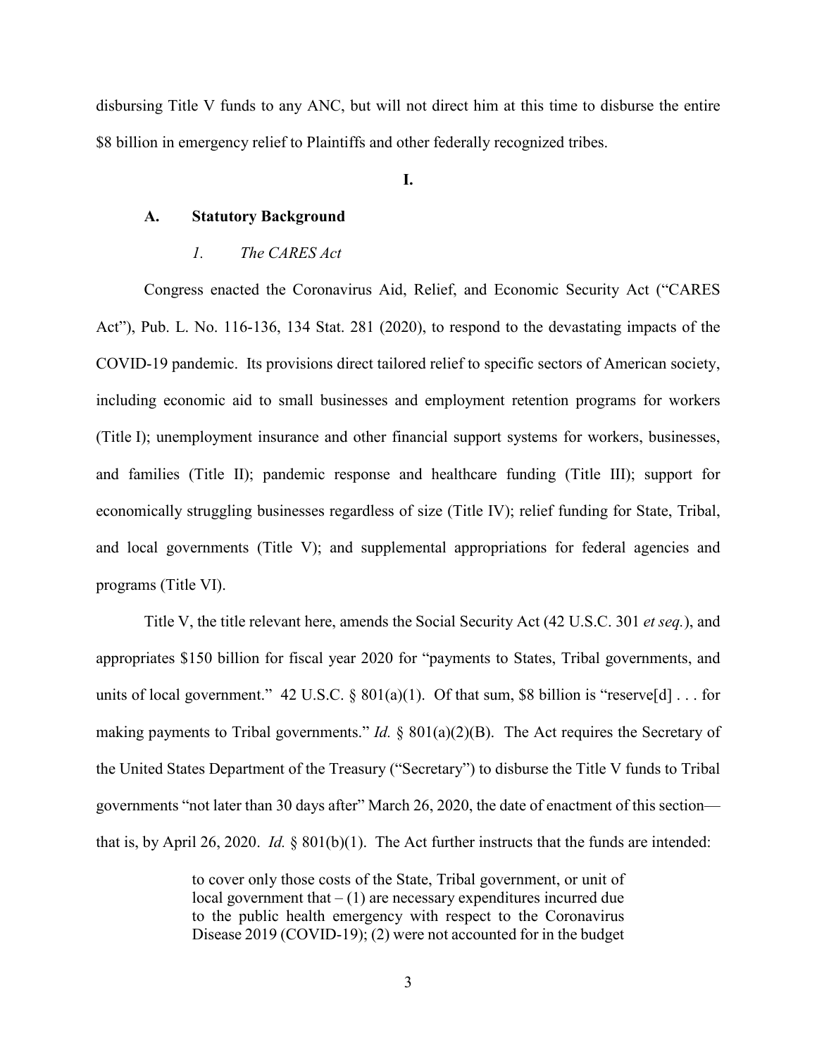disbursing Title V funds to any ANC, but will not direct him at this time to disburse the entire $8 billion in emergency relief to Plaintiffs and other federally recognized tribes.

## I.

### A. Statutory Background

#### *1. The CARES Act*

Congress enacted the Coronavirus Aid, Relief, and Economic Security Act ("CARES Act"), Pub. L. No. 116-136, 134 Stat. 281 (2020), to respond to the devastating impacts of the COVID-19 pandemic. Its provisions direct tailored relief to specific sectors of American society, including economic aid to small businesses and employment retention programs for workers (Title I); unemployment insurance and other financial support systems for workers, businesses, and families (Title II); pandemic response and healthcare funding (Title III); support for economically struggling businesses regardless of size (Title IV); relief funding for State, Tribal, and local governments (Title V); and supplemental appropriations for federal agencies and programs (Title VI).

Title V, the title relevant here, amends the Social Security Act (42 U.S.C. 301 *et seq.*), and appropriates $150 billion for fiscal year 2020 for "payments to States, Tribal governments, and units of local government." 42 U.S.C. § 801(a)(1). Of that sum, $8 billion is "reserve[d] . . . for making payments to Tribal governments." *Id.* § 801(a)(2)(B). The Act requires the Secretary of the United States Department of the Treasury ("Secretary") to disburse the Title V funds to Tribal governments "not later than 30 days after" March 26, 2020, the date of enactment of this section—that is, by April 26, 2020. *Id.* § 801(b)(1). The Act further instructs that the funds are intended:

> to cover only those costs of the State, Tribal government, or unit of local government that – (1) are necessary expenditures incurred due to the public health emergency with respect to the Coronavirus Disease 2019 (COVID-19); (2) were not accounted for in the budget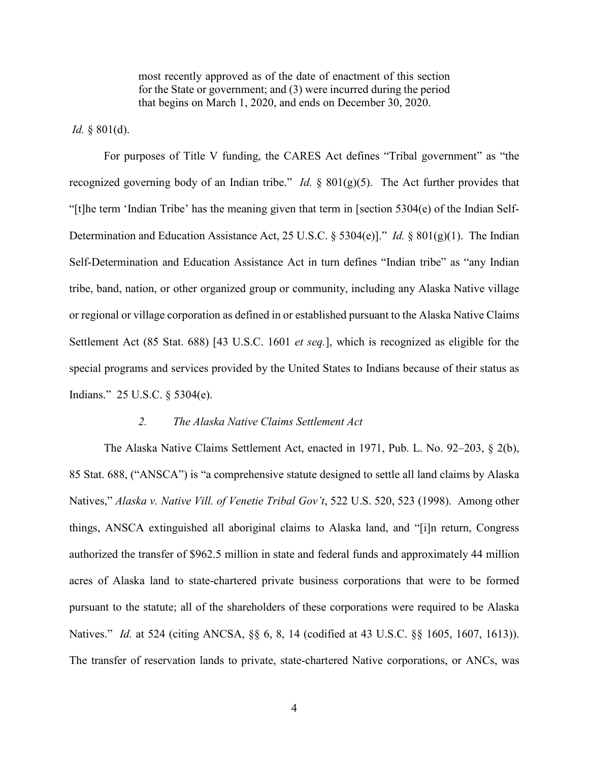> most recently approved as of the date of enactment of this section for the State or government; and (3) were incurred during the period that begins on March 1, 2020, and ends on December 30, 2020.

*Id.* § 801(d).

For purposes of Title V funding, the CARES Act defines "Tribal government" as "the recognized governing body of an Indian tribe." *Id.* § 801(g)(5). The Act further provides that "[t]he term 'Indian Tribe' has the meaning given that term in [section 5304(e) of the Indian Self-Determination and Education Assistance Act, 25 U.S.C. § 5304(e)]." *Id.* § 801(g)(1). The Indian Self-Determination and Education Assistance Act in turn defines "Indian tribe" as "any Indian tribe, band, nation, or other organized group or community, including any Alaska Native village or regional or village corporation as defined in or established pursuant to the Alaska Native Claims Settlement Act (85 Stat. 688) [43 U.S.C. 1601 *et seq.*], which is recognized as eligible for the special programs and services provided by the United States to Indians because of their status as Indians." 25 U.S.C. § 5304(e).

### *2. The Alaska Native Claims Settlement Act*

The Alaska Native Claims Settlement Act, enacted in 1971, Pub. L. No. 92–203, § 2(b), 85 Stat. 688, ("ANSCA") is "a comprehensive statute designed to settle all land claims by Alaska Natives," *Alaska v. Native Vill. of Venetie Tribal Gov't*, 522 U.S. 520, 523 (1998). Among other things, ANSCA extinguished all aboriginal claims to Alaska land, and "[i]n return, Congress authorized the transfer of $962.5 million in state and federal funds and approximately 44 million acres of Alaska land to state-chartered private business corporations that were to be formed pursuant to the statute; all of the shareholders of these corporations were required to be Alaska Natives." *Id.* at 524 (citing ANCSA, §§ 6, 8, 14 (codified at 43 U.S.C. §§ 1605, 1607, 1613)). The transfer of reservation lands to private, state-chartered Native corporations, or ANCs, was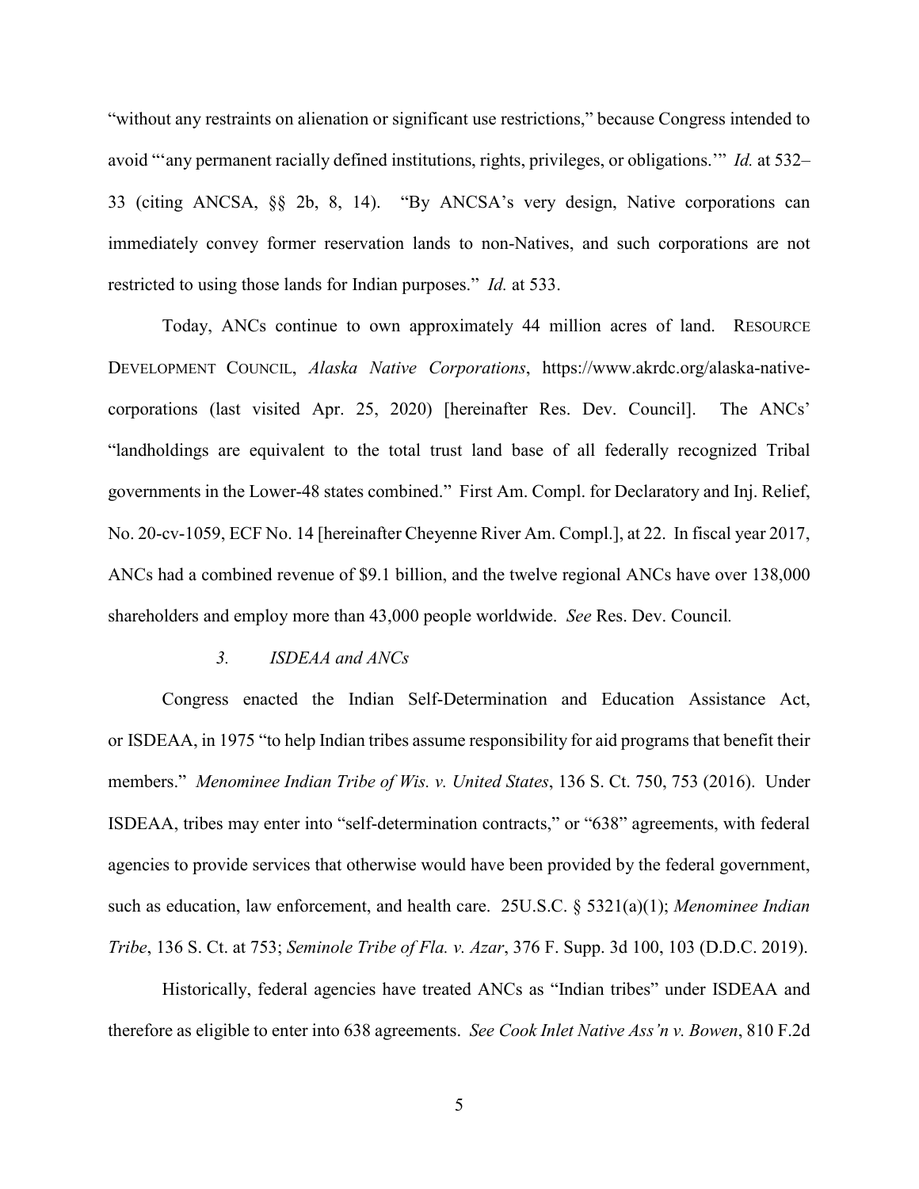"without any restraints on alienation or significant use restrictions," because Congress intended to avoid "'any permanent racially defined institutions, rights, privileges, or obligations.'" *Id.* at 532–33 (citing ANCSA, §§ 2b, 8, 14). "By ANCSA's very design, Native corporations can immediately convey former reservation lands to non-Natives, and such corporations are not restricted to using those lands for Indian purposes." *Id.* at 533.

Today, ANCs continue to own approximately 44 million acres of land. RESOURCE DEVELOPMENT COUNCIL, *Alaska Native Corporations*, https://www.akrdc.org/alaska-native-corporations (last visited Apr. 25, 2020) [hereinafter Res. Dev. Council]. The ANCs' "landholdings are equivalent to the total trust land base of all federally recognized Tribal governments in the Lower-48 states combined." First Am. Compl. for Declaratory and Inj. Relief, No. 20-cv-1059, ECF No. 14 [hereinafter Cheyenne River Am. Compl.], at 22. In fiscal year 2017, ANCs had a combined revenue of $9.1 billion, and the twelve regional ANCs have over 138,000 shareholders and employ more than 43,000 people worldwide. *See* Res. Dev. Council.

### *3. ISDEAA and ANCs*

Congress enacted the Indian Self-Determination and Education Assistance Act, or ISDEAA, in 1975 "to help Indian tribes assume responsibility for aid programs that benefit their members." *Menominee Indian Tribe of Wis. v. United States*, 136 S. Ct. 750, 753 (2016). Under ISDEAA, tribes may enter into "self-determination contracts," or "638" agreements, with federal agencies to provide services that otherwise would have been provided by the federal government, such as education, law enforcement, and health care. 25U.S.C. § 5321(a)(1); *Menominee Indian Tribe*, 136 S. Ct. at 753; *Seminole Tribe of Fla. v. Azar*, 376 F. Supp. 3d 100, 103 (D.D.C. 2019).

Historically, federal agencies have treated ANCs as "Indian tribes" under ISDEAA and therefore as eligible to enter into 638 agreements. *See Cook Inlet Native Ass'n v. Bowen*, 810 F.2d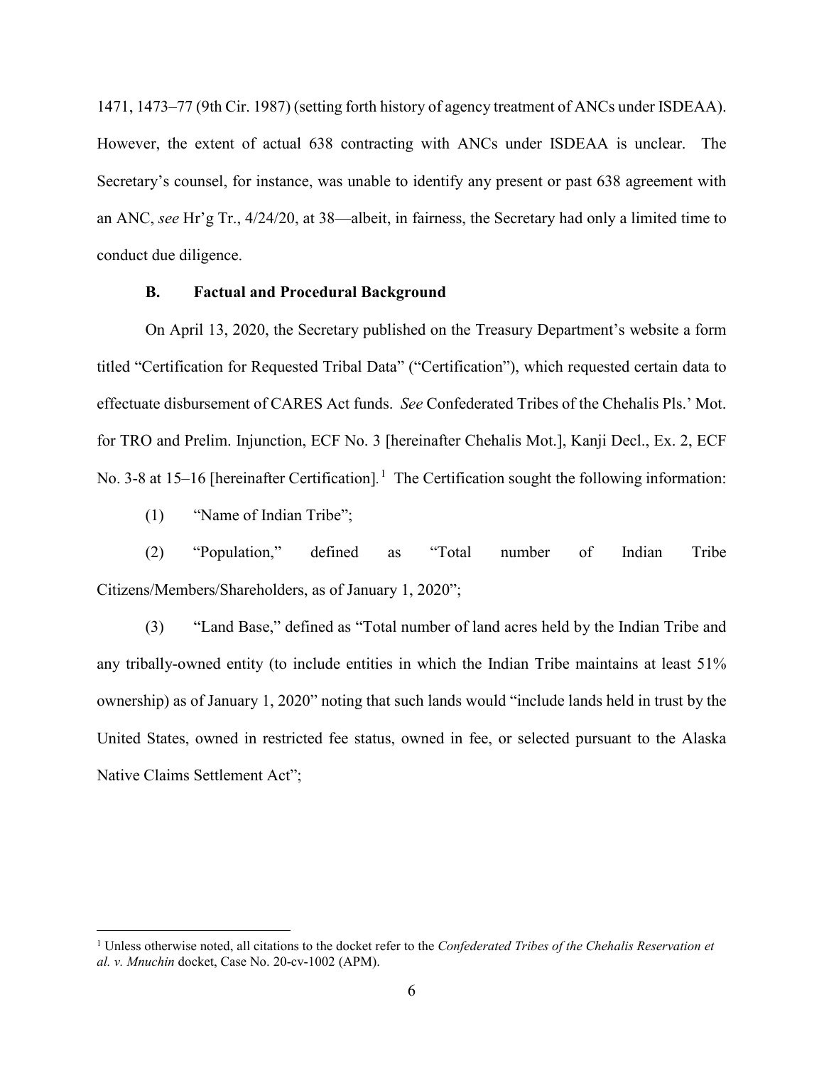1471, 1473–77 (9th Cir. 1987) (setting forth history of agency treatment of ANCs under ISDEAA). However, the extent of actual 638 contracting with ANCs under ISDEAA is unclear. The Secretary's counsel, for instance, was unable to identify any present or past 638 agreement with an ANC, *see* Hr'g Tr., 4/24/20, at 38—albeit, in fairness, the Secretary had only a limited time to conduct due diligence.

### B. Factual and Procedural Background

On April 13, 2020, the Secretary published on the Treasury Department's website a form titled "Certification for Requested Tribal Data" ("Certification"), which requested certain data to effectuate disbursement of CARES Act funds. *See* Confederated Tribes of the Chehalis Pls.' Mot. for TRO and Prelim. Injunction, ECF No. 3 [hereinafter Chehalis Mot.], Kanji Decl., Ex. 2, ECF No. 3-8 at 15–16 [hereinafter Certification].[1] The Certification sought the following information:

(1) "Name of Indian Tribe";

(2) "Population," defined as "Total number of Indian Tribe Citizens/Members/Shareholders, as of January 1, 2020";

(3) "Land Base," defined as "Total number of land acres held by the Indian Tribe and any tribally-owned entity (to include entities in which the Indian Tribe maintains at least 51% ownership) as of January 1, 2020" noting that such lands would "include lands held in trust by the United States, owned in restricted fee status, owned in fee, or selected pursuant to the Alaska Native Claims Settlement Act";

---

[1] Unless otherwise noted, all citations to the docket refer to the *Confederated Tribes of the Chehalis Reservation et al. v. Mnuchin* docket, Case No. 20-cv-1002 (APM).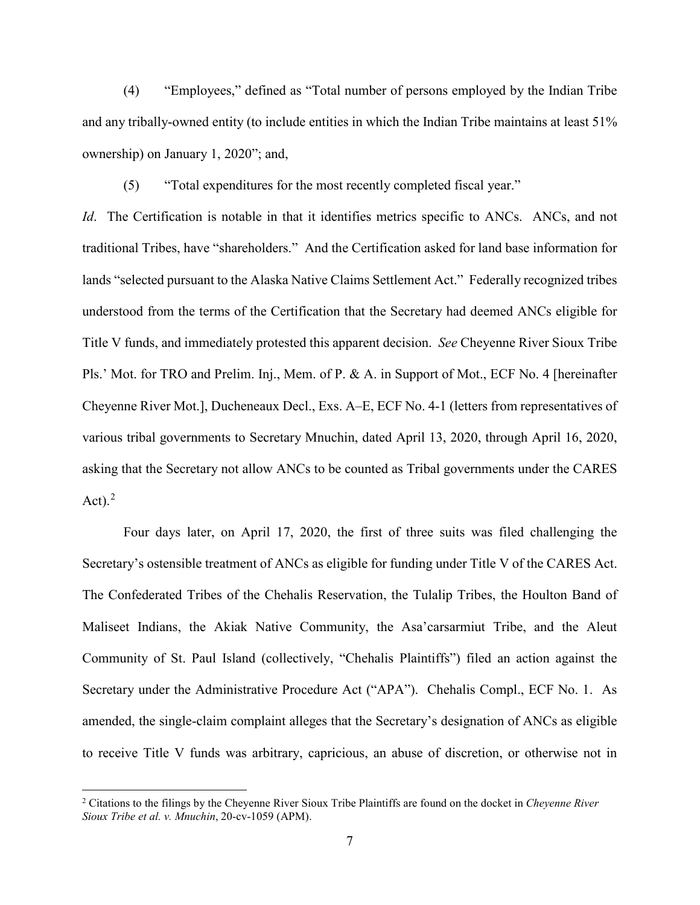(4) "Employees," defined as "Total number of persons employed by the Indian Tribe and any tribally-owned entity (to include entities in which the Indian Tribe maintains at least 51% ownership) on January 1, 2020"; and,

(5) "Total expenditures for the most recently completed fiscal year."

*Id*. The Certification is notable in that it identifies metrics specific to ANCs. ANCs, and not traditional Tribes, have "shareholders." And the Certification asked for land base information for lands "selected pursuant to the Alaska Native Claims Settlement Act." Federally recognized tribes understood from the terms of the Certification that the Secretary had deemed ANCs eligible for Title V funds, and immediately protested this apparent decision. *See* Cheyenne River Sioux Tribe Pls.' Mot. for TRO and Prelim. Inj., Mem. of P. & A. in Support of Mot., ECF No. 4 [hereinafter Cheyenne River Mot.], Ducheneaux Decl., Exs. A–E, ECF No. 4-1 (letters from representatives of various tribal governments to Secretary Mnuchin, dated April 13, 2020, through April 16, 2020, asking that the Secretary not allow ANCs to be counted as Tribal governments under the CARES Act).[2]

Four days later, on April 17, 2020, the first of three suits was filed challenging the Secretary's ostensible treatment of ANCs as eligible for funding under Title V of the CARES Act. The Confederated Tribes of the Chehalis Reservation, the Tulalip Tribes, the Houlton Band of Maliseet Indians, the Akiak Native Community, the Asa'carsarmiut Tribe, and the Aleut Community of St. Paul Island (collectively, "Chehalis Plaintiffs") filed an action against the Secretary under the Administrative Procedure Act ("APA"). Chehalis Compl., ECF No. 1. As amended, the single-claim complaint alleges that the Secretary's designation of ANCs as eligible to receive Title V funds was arbitrary, capricious, an abuse of discretion, or otherwise not in

[2] Citations to the filings by the Cheyenne River Sioux Tribe Plaintiffs are found on the docket in *Cheyenne River Sioux Tribe et al. v. Mnuchin*, 20-cv-1059 (APM).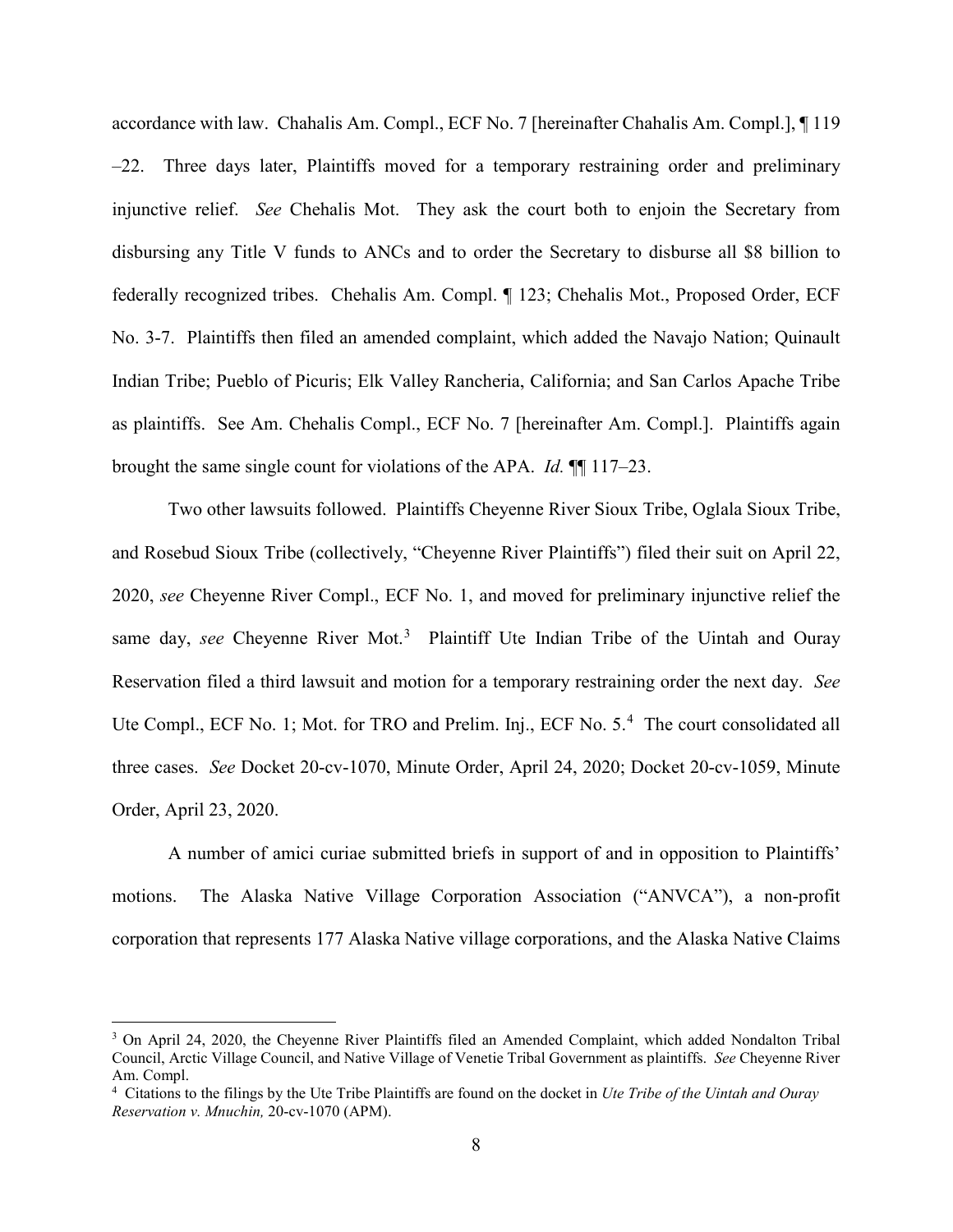accordance with law. Chahalis Am. Compl., ECF No. 7 [hereinafter Chahalis Am. Compl.], ¶ 119 –22. Three days later, Plaintiffs moved for a temporary restraining order and preliminary injunctive relief. *See* Chehalis Mot. They ask the court both to enjoin the Secretary from disbursing any Title V funds to ANCs and to order the Secretary to disburse all $8 billion to federally recognized tribes. Chehalis Am. Compl. ¶ 123; Chehalis Mot., Proposed Order, ECF No. 3-7. Plaintiffs then filed an amended complaint, which added the Navajo Nation; Quinault Indian Tribe; Pueblo of Picuris; Elk Valley Rancheria, California; and San Carlos Apache Tribe as plaintiffs. See Am. Chehalis Compl., ECF No. 7 [hereinafter Am. Compl.]. Plaintiffs again brought the same single count for violations of the APA. *Id.* ¶¶ 117–23.

Two other lawsuits followed. Plaintiffs Cheyenne River Sioux Tribe, Oglala Sioux Tribe, and Rosebud Sioux Tribe (collectively, "Cheyenne River Plaintiffs") filed their suit on April 22, 2020, *see* Cheyenne River Compl., ECF No. 1, and moved for preliminary injunctive relief the same day, *see* Cheyenne River Mot.[3] Plaintiff Ute Indian Tribe of the Uintah and Ouray Reservation filed a third lawsuit and motion for a temporary restraining order the next day. *See* Ute Compl., ECF No. 1; Mot. for TRO and Prelim. Inj., ECF No. 5.[4] The court consolidated all three cases. *See* Docket 20-cv-1070, Minute Order, April 24, 2020; Docket 20-cv-1059, Minute Order, April 23, 2020.

A number of amici curiae submitted briefs in support of and in opposition to Plaintiffs' motions. The Alaska Native Village Corporation Association ("ANVCA"), a non-profit corporation that represents 177 Alaska Native village corporations, and the Alaska Native Claims

---

[3] On April 24, 2020, the Cheyenne River Plaintiffs filed an Amended Complaint, which added Nondalton Tribal Council, Arctic Village Council, and Native Village of Venetie Tribal Government as plaintiffs. *See* Cheyenne River Am. Compl.

[4] Citations to the filings by the Ute Tribe Plaintiffs are found on the docket in *Ute Tribe of the Uintah and Ouray Reservation v. Mnuchin,* 20-cv-1070 (APM).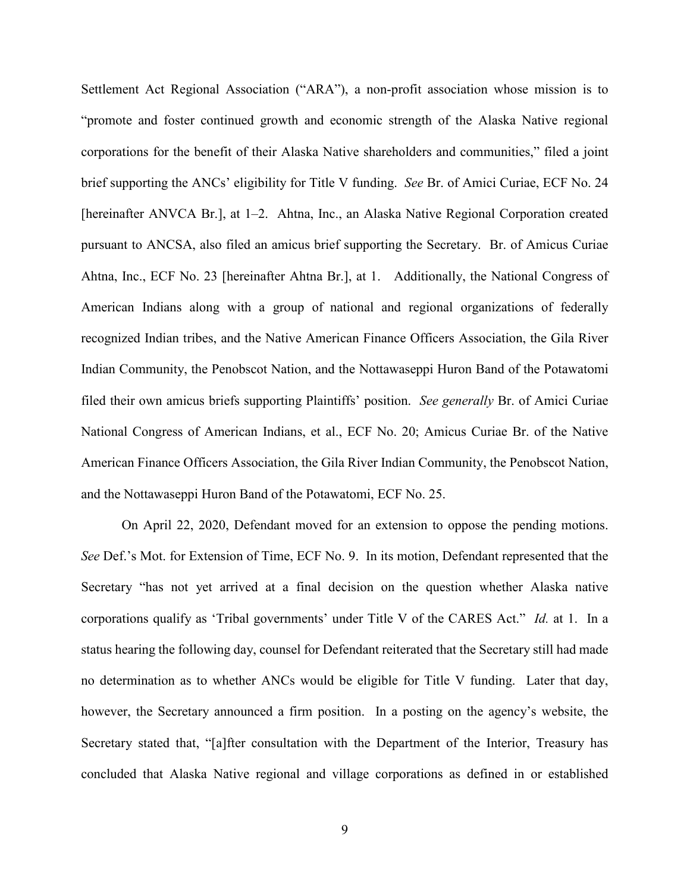Settlement Act Regional Association ("ARA"), a non-profit association whose mission is to "promote and foster continued growth and economic strength of the Alaska Native regional corporations for the benefit of their Alaska Native shareholders and communities," filed a joint brief supporting the ANCs' eligibility for Title V funding. *See* Br. of Amici Curiae, ECF No. 24 [hereinafter ANVCA Br.], at 1–2. Ahtna, Inc., an Alaska Native Regional Corporation created pursuant to ANCSA, also filed an amicus brief supporting the Secretary. Br. of Amicus Curiae Ahtna, Inc., ECF No. 23 [hereinafter Ahtna Br.], at 1. Additionally, the National Congress of American Indians along with a group of national and regional organizations of federally recognized Indian tribes, and the Native American Finance Officers Association, the Gila River Indian Community, the Penobscot Nation, and the Nottawaseppi Huron Band of the Potawatomi filed their own amicus briefs supporting Plaintiffs' position. *See generally* Br. of Amici Curiae National Congress of American Indians, et al., ECF No. 20; Amicus Curiae Br. of the Native American Finance Officers Association, the Gila River Indian Community, the Penobscot Nation, and the Nottawaseppi Huron Band of the Potawatomi, ECF No. 25.

On April 22, 2020, Defendant moved for an extension to oppose the pending motions. *See* Def.'s Mot. for Extension of Time, ECF No. 9. In its motion, Defendant represented that the Secretary "has not yet arrived at a final decision on the question whether Alaska native corporations qualify as 'Tribal governments' under Title V of the CARES Act." *Id.* at 1. In a status hearing the following day, counsel for Defendant reiterated that the Secretary still had made no determination as to whether ANCs would be eligible for Title V funding. Later that day, however, the Secretary announced a firm position. In a posting on the agency's website, the Secretary stated that, "[a]fter consultation with the Department of the Interior, Treasury has concluded that Alaska Native regional and village corporations as defined in or established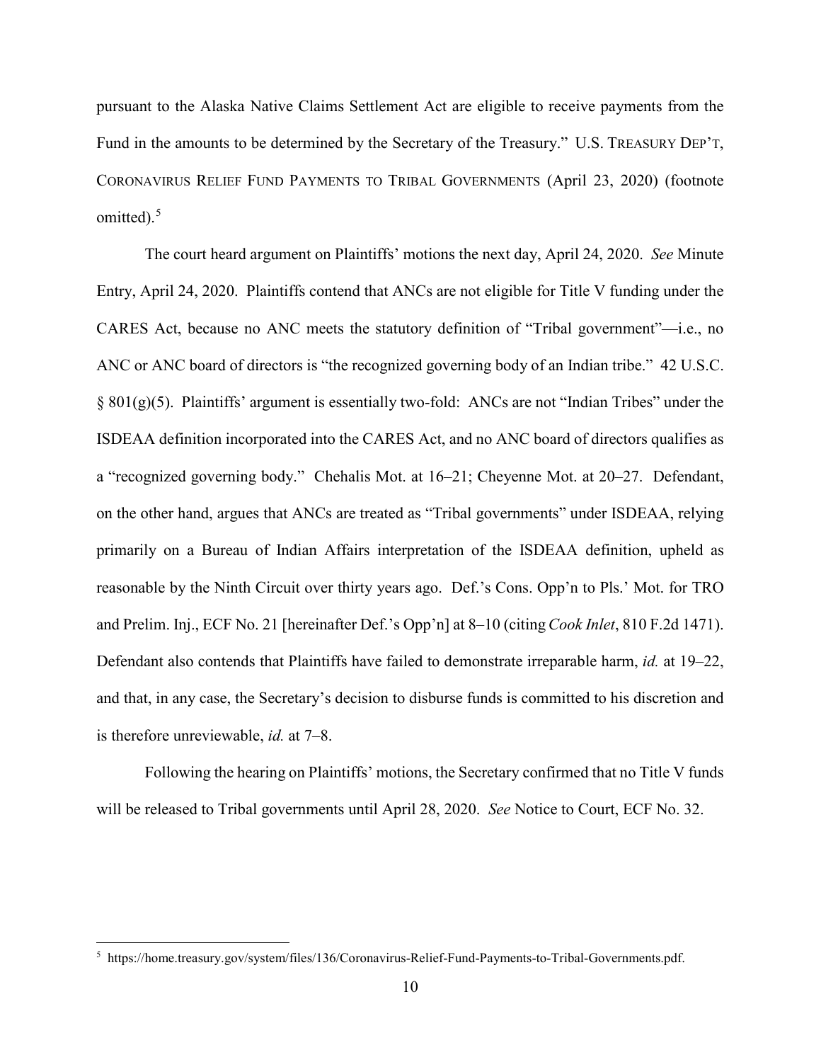pursuant to the Alaska Native Claims Settlement Act are eligible to receive payments from the Fund in the amounts to be determined by the Secretary of the Treasury." U.S. TREASURY DEP'T, CORONAVIRUS RELIEF FUND PAYMENTS TO TRIBAL GOVERNMENTS (April 23, 2020) (footnote omitted).[5]

The court heard argument on Plaintiffs' motions the next day, April 24, 2020. *See* Minute Entry, April 24, 2020. Plaintiffs contend that ANCs are not eligible for Title V funding under the CARES Act, because no ANC meets the statutory definition of "Tribal government"—i.e., no ANC or ANC board of directors is "the recognized governing body of an Indian tribe." 42 U.S.C. § 801(g)(5). Plaintiffs' argument is essentially two-fold: ANCs are not "Indian Tribes" under the ISDEAA definition incorporated into the CARES Act, and no ANC board of directors qualifies as a "recognized governing body." Chehalis Mot. at 16–21; Cheyenne Mot. at 20–27. Defendant, on the other hand, argues that ANCs are treated as "Tribal governments" under ISDEAA, relying primarily on a Bureau of Indian Affairs interpretation of the ISDEAA definition, upheld as reasonable by the Ninth Circuit over thirty years ago. Def.'s Cons. Opp'n to Pls.' Mot. for TRO and Prelim. Inj., ECF No. 21 [hereinafter Def.'s Opp'n] at 8–10 (citing *Cook Inlet*, 810 F.2d 1471). Defendant also contends that Plaintiffs have failed to demonstrate irreparable harm, *id.* at 19–22, and that, in any case, the Secretary's decision to disburse funds is committed to his discretion and is therefore unreviewable, *id.* at 7–8.

Following the hearing on Plaintiffs' motions, the Secretary confirmed that no Title V funds will be released to Tribal governments until April 28, 2020. *See* Notice to Court, ECF No. 32.

[5] https://home.treasury.gov/system/files/136/Coronavirus-Relief-Fund-Payments-to-Tribal-Governments.pdf.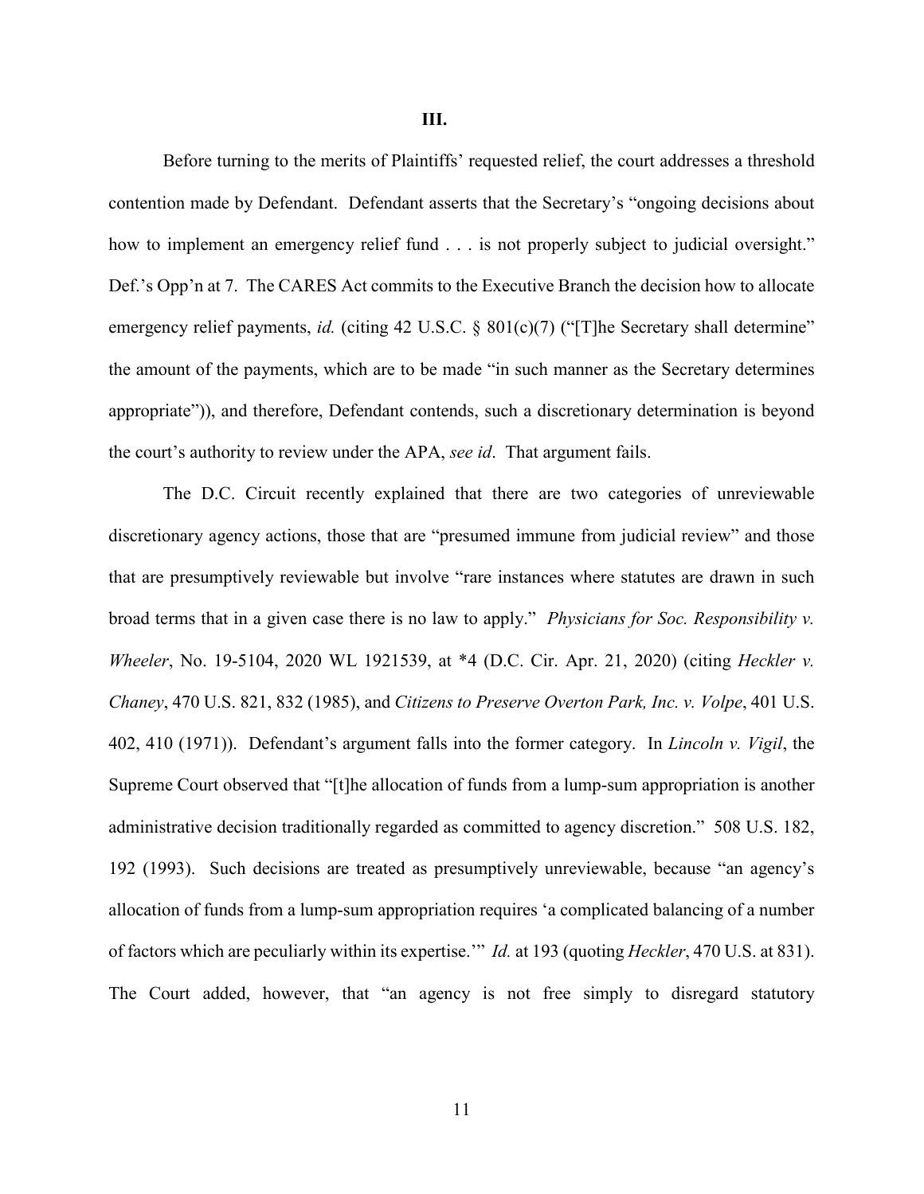**III.**

Before turning to the merits of Plaintiffs' requested relief, the court addresses a threshold contention made by Defendant. Defendant asserts that the Secretary's "ongoing decisions about how to implement an emergency relief fund . . . is not properly subject to judicial oversight." Def.'s Opp'n at 7. The CARES Act commits to the Executive Branch the decision how to allocate emergency relief payments, *id.* (citing 42 U.S.C. § 801(c)(7) ("[T]he Secretary shall determine" the amount of the payments, which are to be made "in such manner as the Secretary determines appropriate")), and therefore, Defendant contends, such a discretionary determination is beyond the court's authority to review under the APA, *see id*. That argument fails.

The D.C. Circuit recently explained that there are two categories of unreviewable discretionary agency actions, those that are "presumed immune from judicial review" and those that are presumptively reviewable but involve "rare instances where statutes are drawn in such broad terms that in a given case there is no law to apply." *Physicians for Soc. Responsibility v. Wheeler*, No. 19-5104, 2020 WL 1921539, at *4 (D.C. Cir. Apr. 21, 2020) (citing *Heckler v. Chaney*, 470 U.S. 821, 832 (1985), and *Citizens to Preserve Overton Park, Inc. v. Volpe*, 401 U.S. 402, 410 (1971)). Defendant's argument falls into the former category. In *Lincoln v. Vigil*, the Supreme Court observed that "[t]he allocation of funds from a lump-sum appropriation is another administrative decision traditionally regarded as committed to agency discretion." 508 U.S. 182, 192 (1993). Such decisions are treated as presumptively unreviewable, because "an agency's allocation of funds from a lump-sum appropriation requires 'a complicated balancing of a number of factors which are peculiarly within its expertise.'" *Id.* at 193 (quoting *Heckler*, 470 U.S. at 831). The Court added, however, that "an agency is not free simply to disregard statutory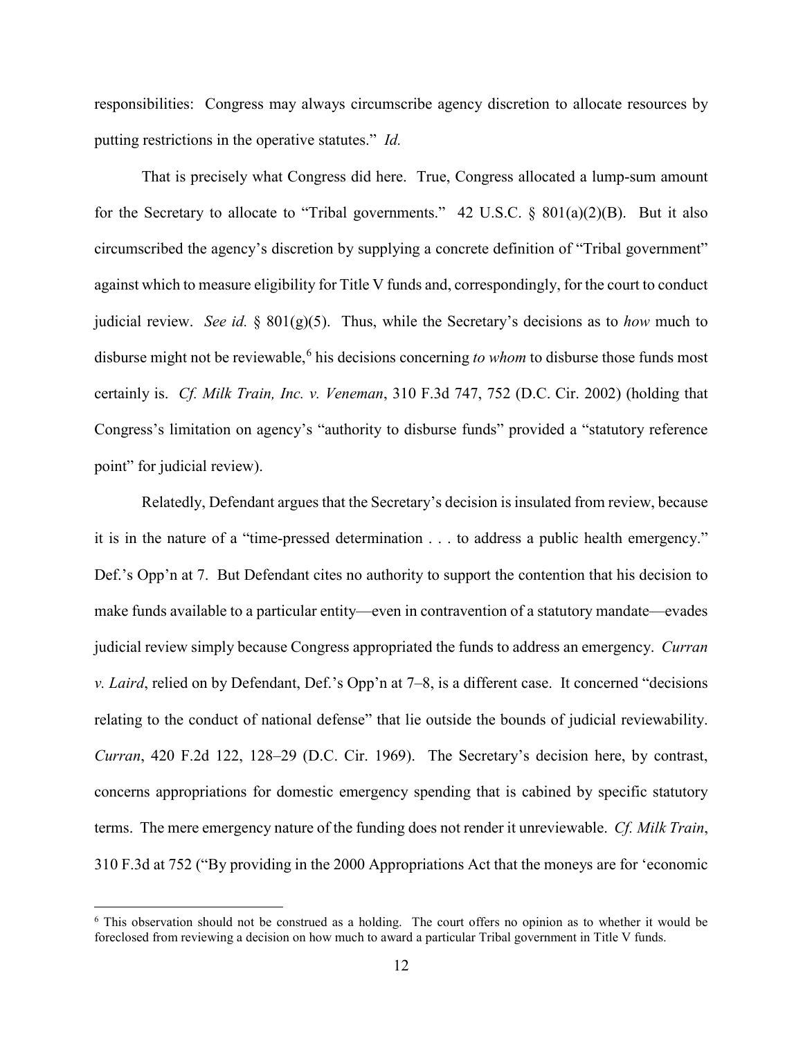responsibilities: Congress may always circumscribe agency discretion to allocate resources by putting restrictions in the operative statutes." *Id.*

That is precisely what Congress did here. True, Congress allocated a lump-sum amount for the Secretary to allocate to "Tribal governments." 42 U.S.C. § 801(a)(2)(B). But it also circumscribed the agency's discretion by supplying a concrete definition of "Tribal government" against which to measure eligibility for Title V funds and, correspondingly, for the court to conduct judicial review. *See id.* § 801(g)(5). Thus, while the Secretary's decisions as to *how* much to disburse might not be reviewable,[6] his decisions concerning *to whom* to disburse those funds most certainly is. *Cf. Milk Train, Inc. v. Veneman*, 310 F.3d 747, 752 (D.C. Cir. 2002) (holding that Congress's limitation on agency's "authority to disburse funds" provided a "statutory reference point" for judicial review).

Relatedly, Defendant argues that the Secretary's decision is insulated from review, because it is in the nature of a "time-pressed determination . . . to address a public health emergency." Def.'s Opp'n at 7. But Defendant cites no authority to support the contention that his decision to make funds available to a particular entity—even in contravention of a statutory mandate—evades judicial review simply because Congress appropriated the funds to address an emergency. *Curran v. Laird*, relied on by Defendant, Def.'s Opp'n at 7–8, is a different case. It concerned "decisions relating to the conduct of national defense" that lie outside the bounds of judicial reviewability. *Curran*, 420 F.2d 122, 128–29 (D.C. Cir. 1969). The Secretary's decision here, by contrast, concerns appropriations for domestic emergency spending that is cabined by specific statutory terms. The mere emergency nature of the funding does not render it unreviewable. *Cf. Milk Train*, 310 F.3d at 752 ("By providing in the 2000 Appropriations Act that the moneys are for 'economic

---

[6] This observation should not be construed as a holding. The court offers no opinion as to whether it would be foreclosed from reviewing a decision on how much to award a particular Tribal government in Title V funds.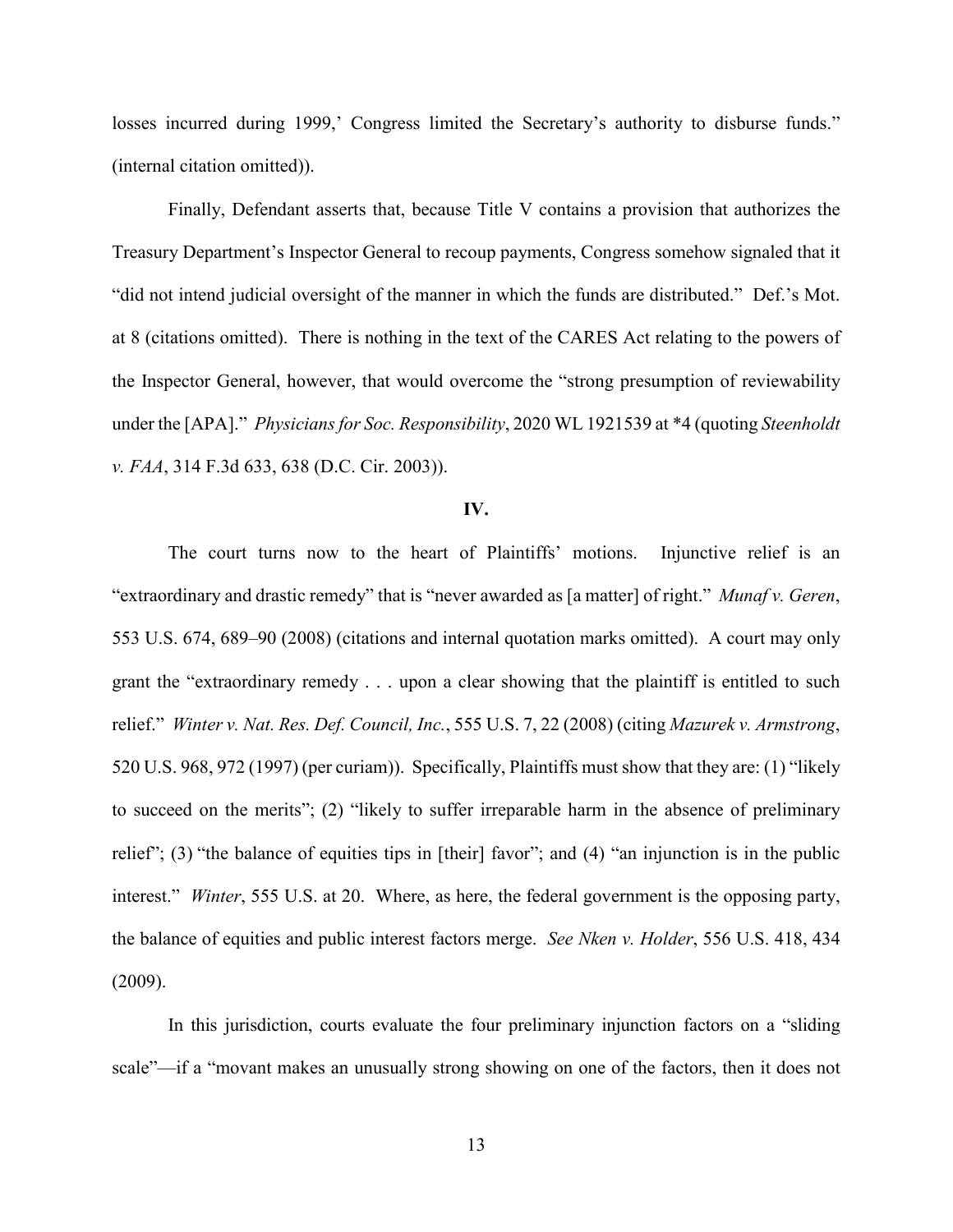losses incurred during 1999,' Congress limited the Secretary's authority to disburse funds." (internal citation omitted)).

Finally, Defendant asserts that, because Title V contains a provision that authorizes the Treasury Department's Inspector General to recoup payments, Congress somehow signaled that it "did not intend judicial oversight of the manner in which the funds are distributed." Def.'s Mot. at 8 (citations omitted). There is nothing in the text of the CARES Act relating to the powers of the Inspector General, however, that would overcome the "strong presumption of reviewability under the [APA]." *Physicians for Soc. Responsibility*, 2020 WL 1921539 at *4 (quoting *Steenholdt v. FAA*, 314 F.3d 633, 638 (D.C. Cir. 2003)).

## IV.

The court turns now to the heart of Plaintiffs' motions. Injunctive relief is an "extraordinary and drastic remedy" that is "never awarded as [a matter] of right." *Munaf v. Geren*, 553 U.S. 674, 689–90 (2008) (citations and internal quotation marks omitted). A court may only grant the "extraordinary remedy . . . upon a clear showing that the plaintiff is entitled to such relief." *Winter v. Nat. Res. Def. Council, Inc.*, 555 U.S. 7, 22 (2008) (citing *Mazurek v. Armstrong*, 520 U.S. 968, 972 (1997) (per curiam)). Specifically, Plaintiffs must show that they are: (1) "likely to succeed on the merits"; (2) "likely to suffer irreparable harm in the absence of preliminary relief"; (3) "the balance of equities tips in [their] favor"; and (4) "an injunction is in the public interest." *Winter*, 555 U.S. at 20. Where, as here, the federal government is the opposing party, the balance of equities and public interest factors merge. *See Nken v. Holder*, 556 U.S. 418, 434 (2009).

In this jurisdiction, courts evaluate the four preliminary injunction factors on a "sliding scale"—if a "movant makes an unusually strong showing on one of the factors, then it does not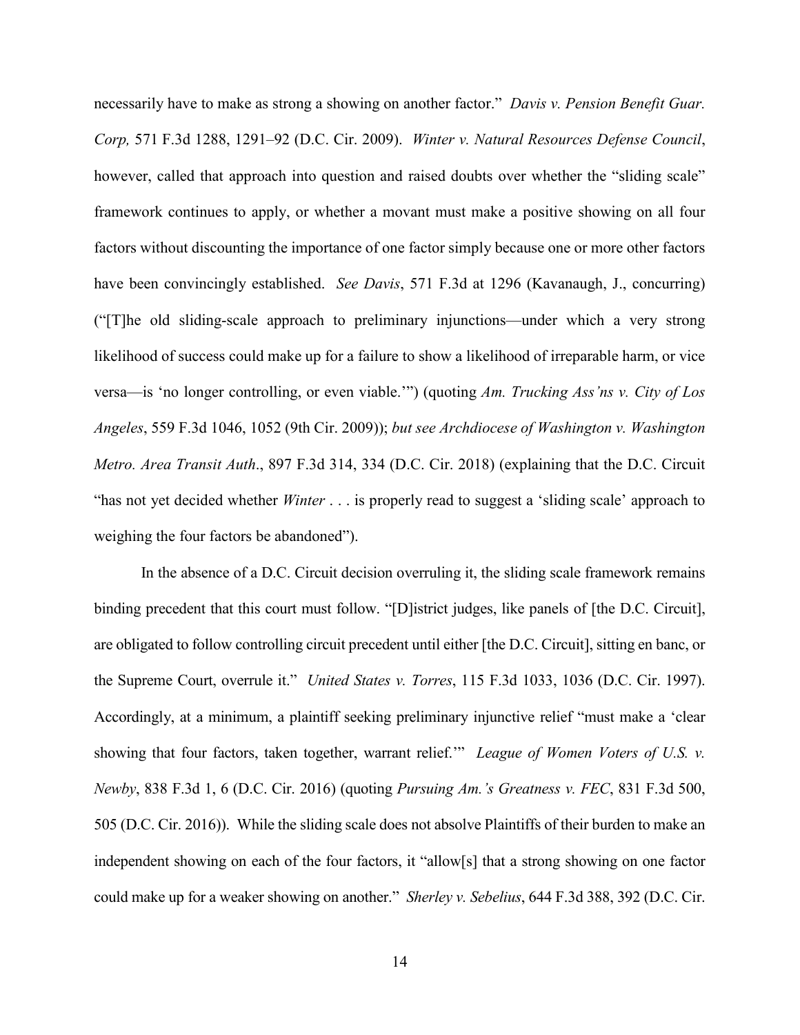necessarily have to make as strong a showing on another factor." *Davis v. Pension Benefit Guar. Corp,* 571 F.3d 1288, 1291–92 (D.C. Cir. 2009). *Winter v. Natural Resources Defense Council*, however, called that approach into question and raised doubts over whether the "sliding scale" framework continues to apply, or whether a movant must make a positive showing on all four factors without discounting the importance of one factor simply because one or more other factors have been convincingly established. *See Davis*, 571 F.3d at 1296 (Kavanaugh, J., concurring) ("[T]he old sliding-scale approach to preliminary injunctions—under which a very strong likelihood of success could make up for a failure to show a likelihood of irreparable harm, or vice versa—is 'no longer controlling, or even viable.'") (quoting *Am. Trucking Ass'ns v. City of Los Angeles*, 559 F.3d 1046, 1052 (9th Cir. 2009)); *but see Archdiocese of Washington v. Washington Metro. Area Transit Auth*., 897 F.3d 314, 334 (D.C. Cir. 2018) (explaining that the D.C. Circuit "has not yet decided whether *Winter* . . . is properly read to suggest a 'sliding scale' approach to weighing the four factors be abandoned").

In the absence of a D.C. Circuit decision overruling it, the sliding scale framework remains binding precedent that this court must follow. "[D]istrict judges, like panels of [the D.C. Circuit], are obligated to follow controlling circuit precedent until either [the D.C. Circuit], sitting en banc, or the Supreme Court, overrule it." *United States v. Torres*, 115 F.3d 1033, 1036 (D.C. Cir. 1997). Accordingly, at a minimum, a plaintiff seeking preliminary injunctive relief "must make a 'clear showing that four factors, taken together, warrant relief.'" *League of Women Voters of U.S. v. Newby*, 838 F.3d 1, 6 (D.C. Cir. 2016) (quoting *Pursuing Am.'s Greatness v. FEC*, 831 F.3d 500, 505 (D.C. Cir. 2016)). While the sliding scale does not absolve Plaintiffs of their burden to make an independent showing on each of the four factors, it "allow[s] that a strong showing on one factor could make up for a weaker showing on another." *Sherley v. Sebelius*, 644 F.3d 388, 392 (D.C. Cir.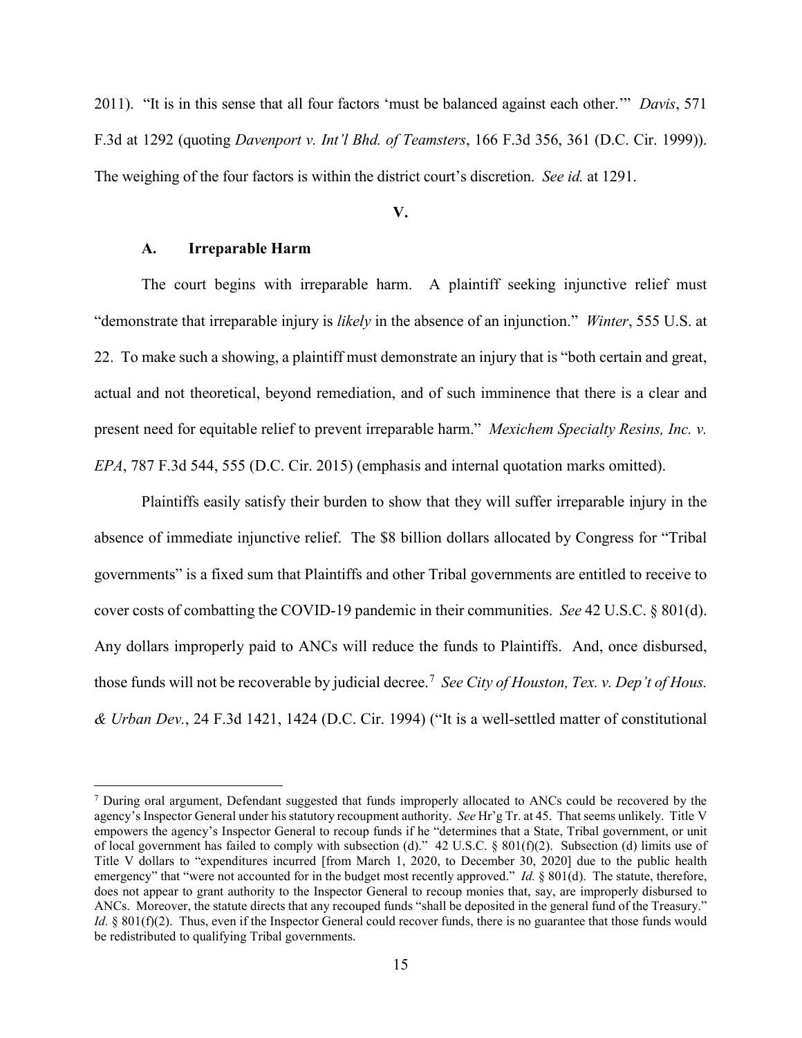2011). "It is in this sense that all four factors 'must be balanced against each other.'" *Davis*, 571 F.3d at 1292 (quoting *Davenport v. Int'l Bhd. of Teamsters*, 166 F.3d 356, 361 (D.C. Cir. 1999)). The weighing of the four factors is within the district court's discretion. *See id.* at 1291.

## V.

### A. Irreparable Harm

The court begins with irreparable harm. A plaintiff seeking injunctive relief must "demonstrate that irreparable injury is *likely* in the absence of an injunction." *Winter*, 555 U.S. at 22. To make such a showing, a plaintiff must demonstrate an injury that is "both certain and great, actual and not theoretical, beyond remediation, and of such imminence that there is a clear and present need for equitable relief to prevent irreparable harm." *Mexichem Specialty Resins, Inc. v. EPA*, 787 F.3d 544, 555 (D.C. Cir. 2015) (emphasis and internal quotation marks omitted).

Plaintiffs easily satisfy their burden to show that they will suffer irreparable injury in the absence of immediate injunctive relief. The $8 billion dollars allocated by Congress for "Tribal governments" is a fixed sum that Plaintiffs and other Tribal governments are entitled to receive to cover costs of combatting the COVID-19 pandemic in their communities. *See* 42 U.S.C. § 801(d). Any dollars improperly paid to ANCs will reduce the funds to Plaintiffs. And, once disbursed, those funds will not be recoverable by judicial decree.[7] *See City of Houston, Tex. v. Dep't of Hous. & Urban Dev.*, 24 F.3d 1421, 1424 (D.C. Cir. 1994) ("It is a well-settled matter of constitutional

---

[7] During oral argument, Defendant suggested that funds improperly allocated to ANCs could be recovered by the agency's Inspector General under his statutory recoupment authority. *See* Hr'g Tr. at 45. That seems unlikely. Title V empowers the agency's Inspector General to recoup funds if he "determines that a State, Tribal government, or unit of local government has failed to comply with subsection (d)." 42 U.S.C. § 801(f)(2). Subsection (d) limits use of Title V dollars to "expenditures incurred [from March 1, 2020, to December 30, 2020] due to the public health emergency" that "were not accounted for in the budget most recently approved." *Id.* § 801(d). The statute, therefore, does not appear to grant authority to the Inspector General to recoup monies that, say, are improperly disbursed to ANCs. Moreover, the statute directs that any recouped funds "shall be deposited in the general fund of the Treasury." *Id.* § 801(f)(2). Thus, even if the Inspector General could recover funds, there is no guarantee that those funds would be redistributed to qualifying Tribal governments.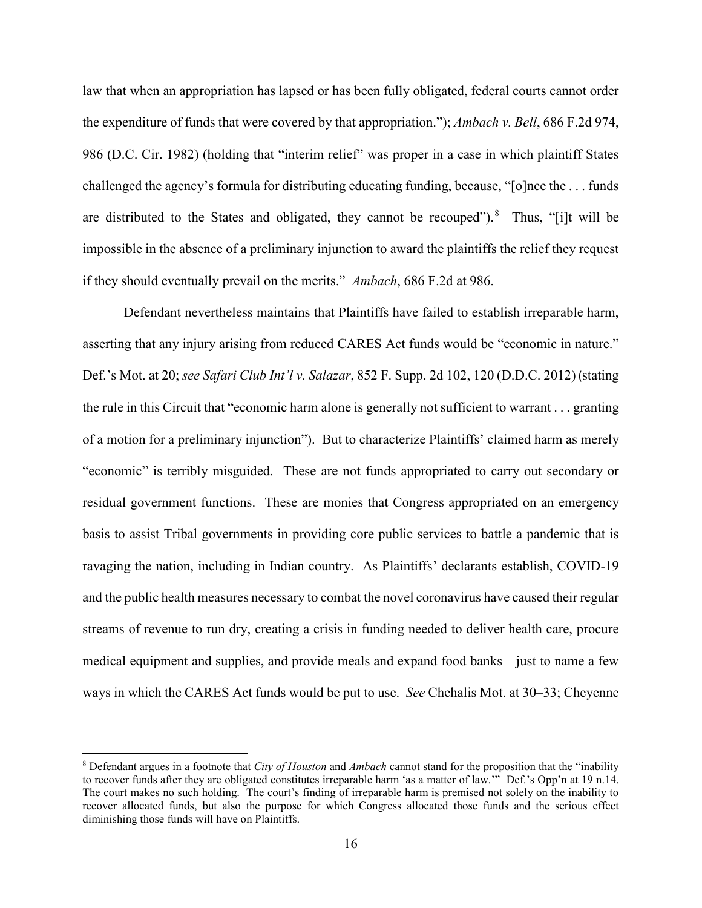law that when an appropriation has lapsed or has been fully obligated, federal courts cannot order the expenditure of funds that were covered by that appropriation."); *Ambach v. Bell*, 686 F.2d 974, 986 (D.C. Cir. 1982) (holding that "interim relief" was proper in a case in which plaintiff States challenged the agency's formula for distributing educating funding, because, "[o]nce the . . . funds are distributed to the States and obligated, they cannot be recouped").[8] Thus, "[i]t will be impossible in the absence of a preliminary injunction to award the plaintiffs the relief they request if they should eventually prevail on the merits." *Ambach*, 686 F.2d at 986.

Defendant nevertheless maintains that Plaintiffs have failed to establish irreparable harm, asserting that any injury arising from reduced CARES Act funds would be "economic in nature." Def.'s Mot. at 20; *see Safari Club Int'l v. Salazar*, 852 F. Supp. 2d 102, 120 (D.D.C. 2012) (stating the rule in this Circuit that "economic harm alone is generally not sufficient to warrant . . . granting of a motion for a preliminary injunction"). But to characterize Plaintiffs' claimed harm as merely "economic" is terribly misguided. These are not funds appropriated to carry out secondary or residual government functions. These are monies that Congress appropriated on an emergency basis to assist Tribal governments in providing core public services to battle a pandemic that is ravaging the nation, including in Indian country. As Plaintiffs' declarants establish, COVID-19 and the public health measures necessary to combat the novel coronavirus have caused their regular streams of revenue to run dry, creating a crisis in funding needed to deliver health care, procure medical equipment and supplies, and provide meals and expand food banks—just to name a few ways in which the CARES Act funds would be put to use. *See* Chehalis Mot. at 30–33; Cheyenne

---

[8] Defendant argues in a footnote that *City of Houston* and *Ambach* cannot stand for the proposition that the "inability to recover funds after they are obligated constitutes irreparable harm 'as a matter of law.'" Def.'s Opp'n at 19 n.14. The court makes no such holding. The court's finding of irreparable harm is premised not solely on the inability to recover allocated funds, but also the purpose for which Congress allocated those funds and the serious effect diminishing those funds will have on Plaintiffs.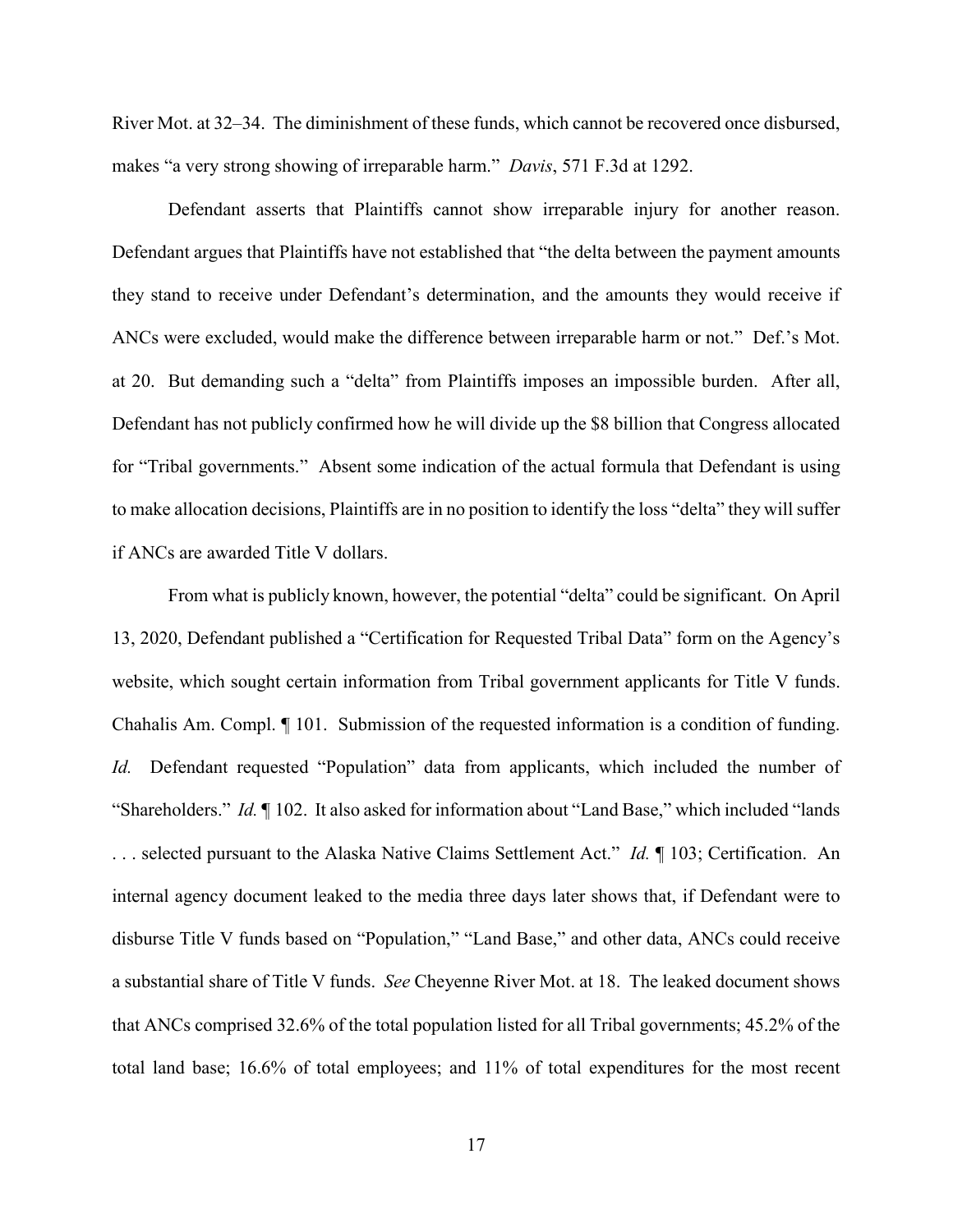River Mot. at 32–34. The diminishment of these funds, which cannot be recovered once disbursed, makes "a very strong showing of irreparable harm." *Davis*, 571 F.3d at 1292.

Defendant asserts that Plaintiffs cannot show irreparable injury for another reason. Defendant argues that Plaintiffs have not established that "the delta between the payment amounts they stand to receive under Defendant's determination, and the amounts they would receive if ANCs were excluded, would make the difference between irreparable harm or not." Def.'s Mot. at 20. But demanding such a "delta" from Plaintiffs imposes an impossible burden. After all, Defendant has not publicly confirmed how he will divide up the $8 billion that Congress allocated for "Tribal governments." Absent some indication of the actual formula that Defendant is using to make allocation decisions, Plaintiffs are in no position to identify the loss "delta" they will suffer if ANCs are awarded Title V dollars.

From what is publicly known, however, the potential "delta" could be significant. On April 13, 2020, Defendant published a "Certification for Requested Tribal Data" form on the Agency's website, which sought certain information from Tribal government applicants for Title V funds. Chahalis Am. Compl. ¶ 101. Submission of the requested information is a condition of funding. *Id.* Defendant requested "Population" data from applicants, which included the number of "Shareholders." *Id.* ¶ 102. It also asked for information about "Land Base," which included "lands . . . selected pursuant to the Alaska Native Claims Settlement Act." *Id.* ¶ 103; Certification. An internal agency document leaked to the media three days later shows that, if Defendant were to disburse Title V funds based on "Population," "Land Base," and other data, ANCs could receive a substantial share of Title V funds. *See* Cheyenne River Mot. at 18. The leaked document shows that ANCs comprised 32.6% of the total population listed for all Tribal governments; 45.2% of the total land base; 16.6% of total employees; and 11% of total expenditures for the most recent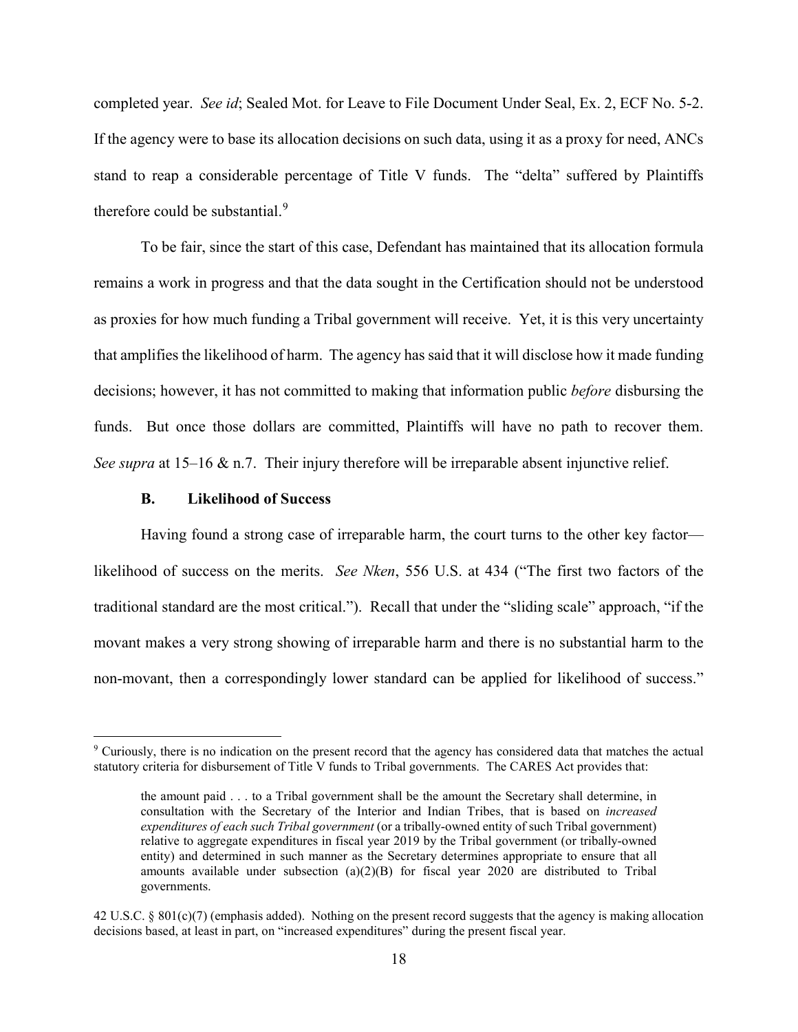completed year. *See id*; Sealed Mot. for Leave to File Document Under Seal, Ex. 2, ECF No. 5-2. If the agency were to base its allocation decisions on such data, using it as a proxy for need, ANCs stand to reap a considerable percentage of Title V funds. The "delta" suffered by Plaintiffs therefore could be substantial.[9]

To be fair, since the start of this case, Defendant has maintained that its allocation formula remains a work in progress and that the data sought in the Certification should not be understood as proxies for how much funding a Tribal government will receive. Yet, it is this very uncertainty that amplifies the likelihood of harm. The agency has said that it will disclose how it made funding decisions; however, it has not committed to making that information public *before* disbursing the funds. But once those dollars are committed, Plaintiffs will have no path to recover them. *See supra* at 15–16 & n.7. Their injury therefore will be irreparable absent injunctive relief.

### B. Likelihood of Success

Having found a strong case of irreparable harm, the court turns to the other key factor—likelihood of success on the merits. *See Nken*, 556 U.S. at 434 ("The first two factors of the traditional standard are the most critical."). Recall that under the "sliding scale" approach, "if the movant makes a very strong showing of irreparable harm and there is no substantial harm to the non-movant, then a correspondingly lower standard can be applied for likelihood of success."

---

[9] Curiously, there is no indication on the present record that the agency has considered data that matches the actual statutory criteria for disbursement of Title V funds to Tribal governments. The CARES Act provides that:

> the amount paid . . . to a Tribal government shall be the amount the Secretary shall determine, in consultation with the Secretary of the Interior and Indian Tribes, that is based on *increased expenditures of each such Tribal government* (or a tribally-owned entity of such Tribal government) relative to aggregate expenditures in fiscal year 2019 by the Tribal government (or tribally-owned entity) and determined in such manner as the Secretary determines appropriate to ensure that all amounts available under subsection (a)(2)(B) for fiscal year 2020 are distributed to Tribal governments.

42 U.S.C. § 801(c)(7) (emphasis added). Nothing on the present record suggests that the agency is making allocation decisions based, at least in part, on "increased expenditures" during the present fiscal year.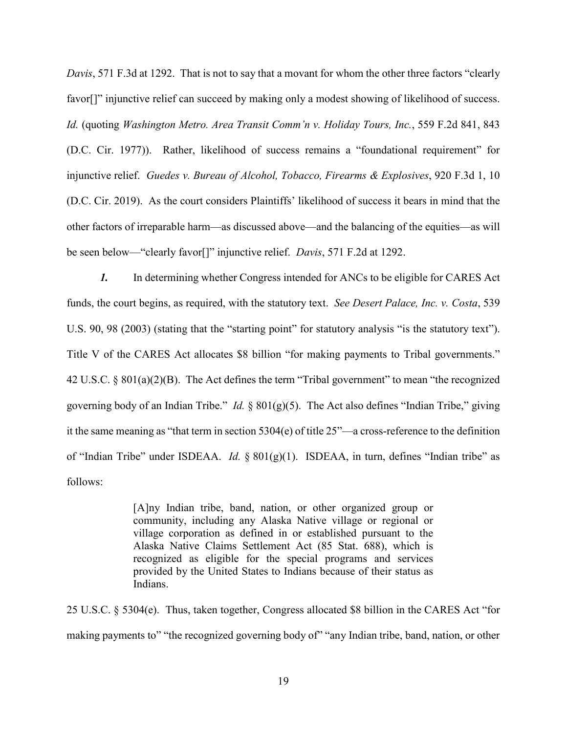*Davis*, 571 F.3d at 1292. That is not to say that a movant for whom the other three factors "clearly favor[]" injunctive relief can succeed by making only a modest showing of likelihood of success. *Id.* (quoting *Washington Metro. Area Transit Comm'n v. Holiday Tours, Inc.*, 559 F.2d 841, 843 (D.C. Cir. 1977)). Rather, likelihood of success remains a "foundational requirement" for injunctive relief. *Guedes v. Bureau of Alcohol, Tobacco, Firearms & Explosives*, 920 F.3d 1, 10 (D.C. Cir. 2019). As the court considers Plaintiffs' likelihood of success it bears in mind that the other factors of irreparable harm—as discussed above—and the balancing of the equities—as will be seen below—"clearly favor[]" injunctive relief. *Davis*, 571 F.2d at 1292.

***1.*** In determining whether Congress intended for ANCs to be eligible for CARES Act funds, the court begins, as required, with the statutory text. *See Desert Palace, Inc. v. Costa*, 539 U.S. 90, 98 (2003) (stating that the "starting point" for statutory analysis "is the statutory text"). Title V of the CARES Act allocates $8 billion "for making payments to Tribal governments." 42 U.S.C. § 801(a)(2)(B). The Act defines the term "Tribal government" to mean "the recognized governing body of an Indian Tribe." *Id.* § 801(g)(5). The Act also defines "Indian Tribe," giving it the same meaning as "that term in section 5304(e) of title 25"—a cross-reference to the definition of "Indian Tribe" under ISDEAA. *Id.* § 801(g)(1). ISDEAA, in turn, defines "Indian tribe" as follows:

> [A]ny Indian tribe, band, nation, or other organized group or community, including any Alaska Native village or regional or village corporation as defined in or established pursuant to the Alaska Native Claims Settlement Act (85 Stat. 688), which is recognized as eligible for the special programs and services provided by the United States to Indians because of their status as Indians.

25 U.S.C. § 5304(e). Thus, taken together, Congress allocated $8 billion in the CARES Act "for making payments to" "the recognized governing body of" "any Indian tribe, band, nation, or other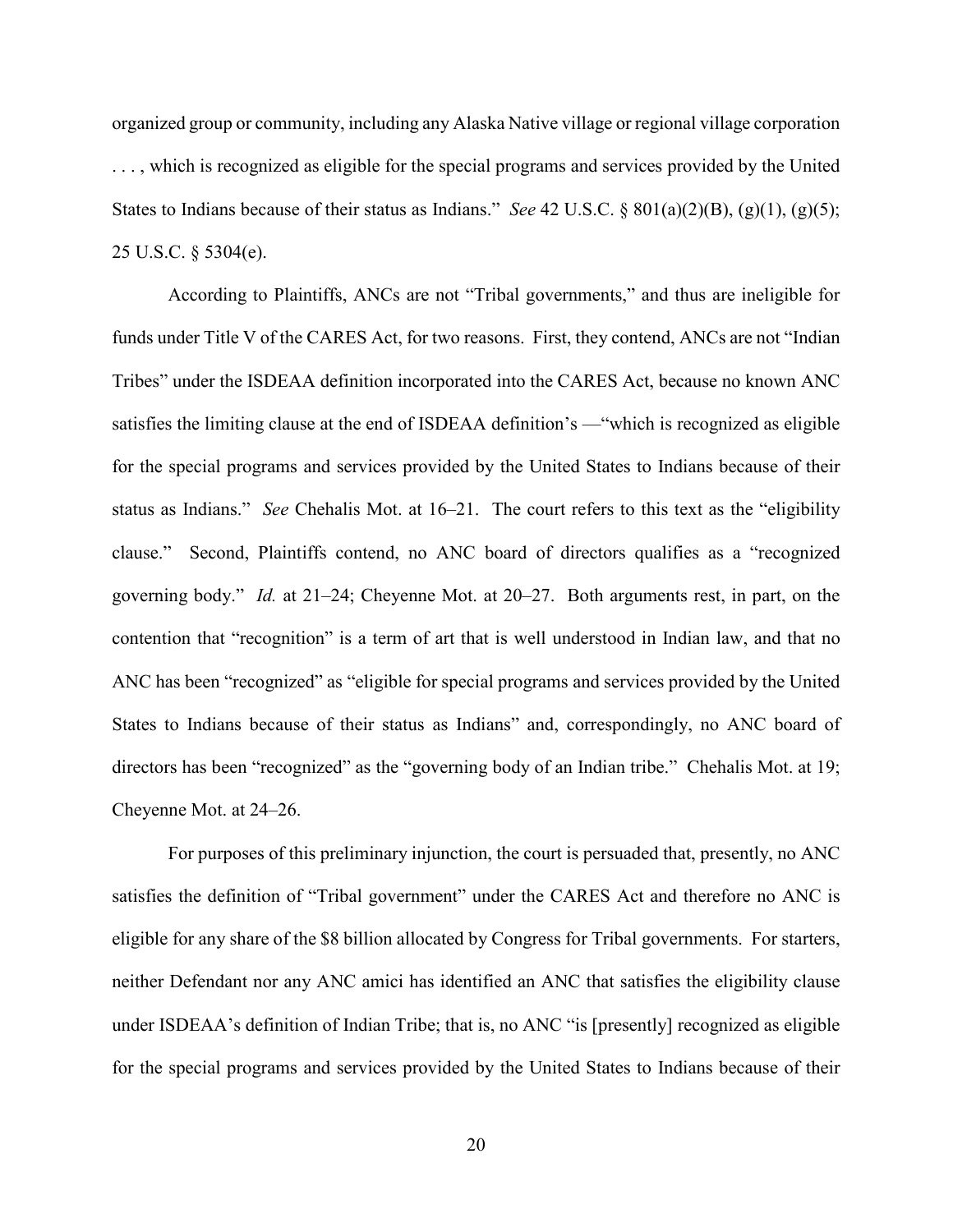organized group or community, including any Alaska Native village or regional village corporation . . . , which is recognized as eligible for the special programs and services provided by the United States to Indians because of their status as Indians." *See* 42 U.S.C. § 801(a)(2)(B), (g)(1), (g)(5); 25 U.S.C. § 5304(e).

According to Plaintiffs, ANCs are not "Tribal governments," and thus are ineligible for funds under Title V of the CARES Act, for two reasons. First, they contend, ANCs are not "Indian Tribes" under the ISDEAA definition incorporated into the CARES Act, because no known ANC satisfies the limiting clause at the end of ISDEAA definition's —"which is recognized as eligible for the special programs and services provided by the United States to Indians because of their status as Indians." *See* Chehalis Mot. at 16–21. The court refers to this text as the "eligibility clause." Second, Plaintiffs contend, no ANC board of directors qualifies as a "recognized governing body." *Id.* at 21–24; Cheyenne Mot. at 20–27. Both arguments rest, in part, on the contention that "recognition" is a term of art that is well understood in Indian law, and that no ANC has been "recognized" as "eligible for special programs and services provided by the United States to Indians because of their status as Indians" and, correspondingly, no ANC board of directors has been "recognized" as the "governing body of an Indian tribe." Chehalis Mot. at 19; Cheyenne Mot. at 24–26.

For purposes of this preliminary injunction, the court is persuaded that, presently, no ANC satisfies the definition of "Tribal government" under the CARES Act and therefore no ANC is eligible for any share of the $8 billion allocated by Congress for Tribal governments. For starters, neither Defendant nor any ANC amici has identified an ANC that satisfies the eligibility clause under ISDEAA's definition of Indian Tribe; that is, no ANC "is [presently] recognized as eligible for the special programs and services provided by the United States to Indians because of their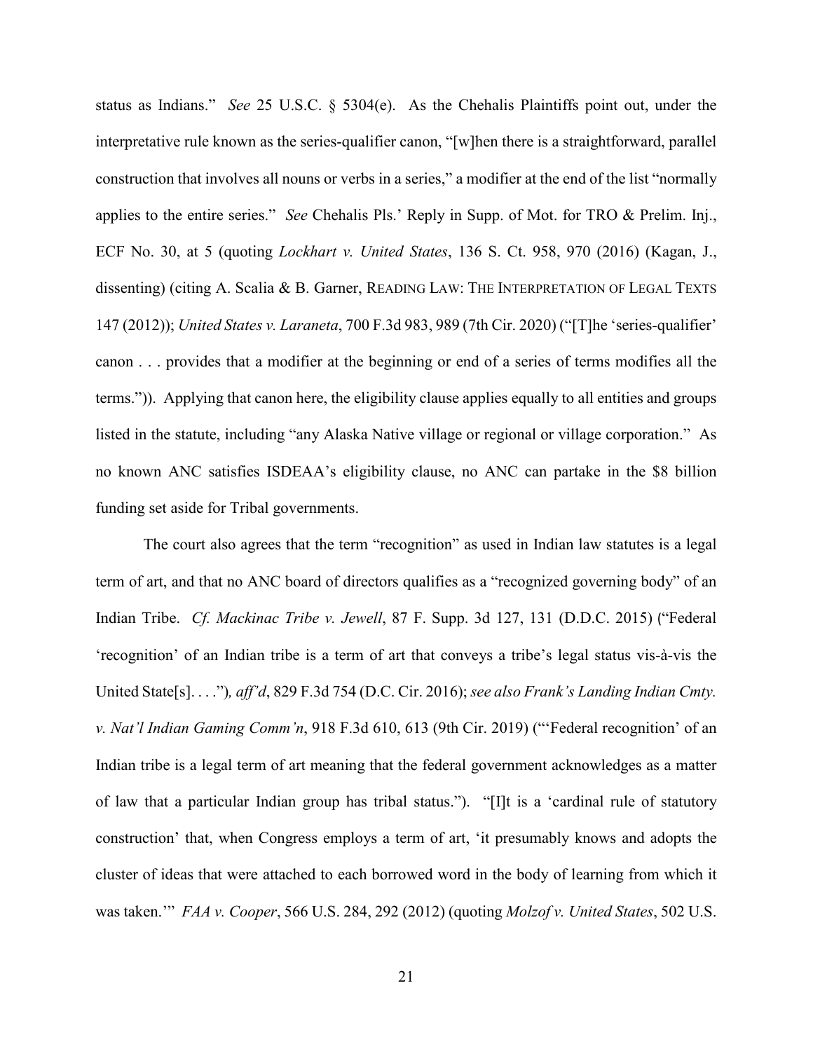status as Indians." *See* 25 U.S.C. § 5304(e). As the Chehalis Plaintiffs point out, under the interpretative rule known as the series-qualifier canon, "[w]hen there is a straightforward, parallel construction that involves all nouns or verbs in a series," a modifier at the end of the list "normally applies to the entire series." *See* Chehalis Pls.' Reply in Supp. of Mot. for TRO & Prelim. Inj., ECF No. 30, at 5 (quoting *Lockhart v. United States*, 136 S. Ct. 958, 970 (2016) (Kagan, J., dissenting) (citing A. Scalia & B. Garner, READING LAW: THE INTERPRETATION OF LEGAL TEXTS 147 (2012)); *United States v. Laraneta*, 700 F.3d 983, 989 (7th Cir. 2020) ("[T]he 'series-qualifier' canon . . . provides that a modifier at the beginning or end of a series of terms modifies all the terms.")). Applying that canon here, the eligibility clause applies equally to all entities and groups listed in the statute, including "any Alaska Native village or regional or village corporation." As no known ANC satisfies ISDEAA's eligibility clause, no ANC can partake in the $8 billion funding set aside for Tribal governments.

The court also agrees that the term "recognition" as used in Indian law statutes is a legal term of art, and that no ANC board of directors qualifies as a "recognized governing body" of an Indian Tribe. *Cf. Mackinac Tribe v. Jewell*, 87 F. Supp. 3d 127, 131 (D.D.C. 2015) ("Federal 'recognition' of an Indian tribe is a term of art that conveys a tribe's legal status vis-à-vis the United State[s]. . . ."), *aff'd*, 829 F.3d 754 (D.C. Cir. 2016); *see also Frank's Landing Indian Cmty. v. Nat'l Indian Gaming Comm'n*, 918 F.3d 610, 613 (9th Cir. 2019) ("'Federal recognition' of an Indian tribe is a legal term of art meaning that the federal government acknowledges as a matter of law that a particular Indian group has tribal status."). "[I]t is a 'cardinal rule of statutory construction' that, when Congress employs a term of art, 'it presumably knows and adopts the cluster of ideas that were attached to each borrowed word in the body of learning from which it was taken.'" *FAA v. Cooper*, 566 U.S. 284, 292 (2012) (quoting *Molzof v. United States*, 502 U.S.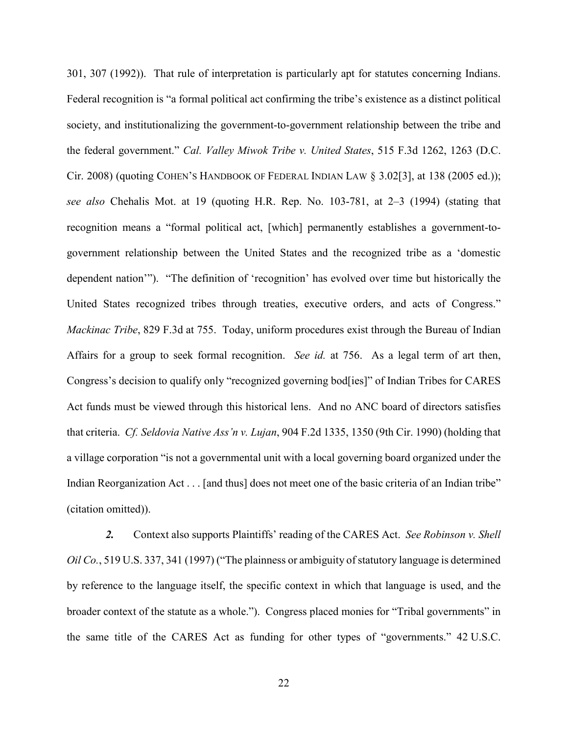301, 307 (1992)). That rule of interpretation is particularly apt for statutes concerning Indians. Federal recognition is "a formal political act confirming the tribe's existence as a distinct political society, and institutionalizing the government-to-government relationship between the tribe and the federal government." *Cal. Valley Miwok Tribe v. United States*, 515 F.3d 1262, 1263 (D.C. Cir. 2008) (quoting COHEN'S HANDBOOK OF FEDERAL INDIAN LAW § 3.02[3], at 138 (2005 ed.)); *see also* Chehalis Mot. at 19 (quoting H.R. Rep. No. 103-781, at 2–3 (1994) (stating that recognition means a "formal political act, [which] permanently establishes a government-to-government relationship between the United States and the recognized tribe as a 'domestic dependent nation'"). "The definition of 'recognition' has evolved over time but historically the United States recognized tribes through treaties, executive orders, and acts of Congress." *Mackinac Tribe*, 829 F.3d at 755. Today, uniform procedures exist through the Bureau of Indian Affairs for a group to seek formal recognition. *See id.* at 756. As a legal term of art then, Congress's decision to qualify only "recognized governing bod[ies]" of Indian Tribes for CARES Act funds must be viewed through this historical lens. And no ANC board of directors satisfies that criteria. *Cf. Seldovia Native Ass'n v. Lujan*, 904 F.2d 1335, 1350 (9th Cir. 1990) (holding that a village corporation "is not a governmental unit with a local governing board organized under the Indian Reorganization Act . . . [and thus] does not meet one of the basic criteria of an Indian tribe" (citation omitted)).

***2.*** Context also supports Plaintiffs' reading of the CARES Act. *See Robinson v. Shell Oil Co.*, 519 U.S. 337, 341 (1997) ("The plainness or ambiguity of statutory language is determined by reference to the language itself, the specific context in which that language is used, and the broader context of the statute as a whole."). Congress placed monies for "Tribal governments" in the same title of the CARES Act as funding for other types of "governments." 42 U.S.C.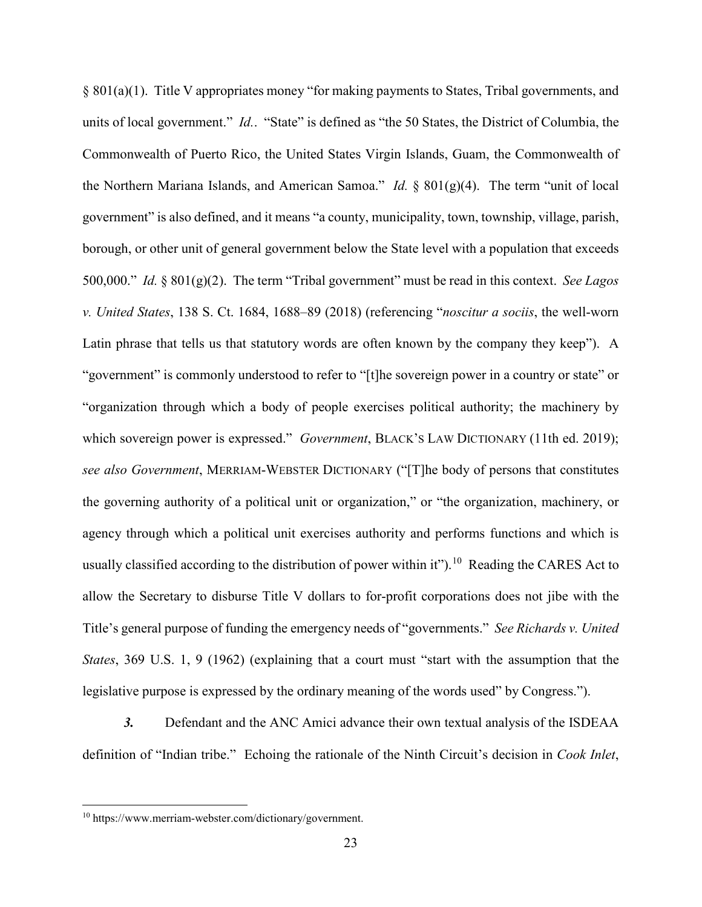§ 801(a)(1). Title V appropriates money "for making payments to States, Tribal governments, and units of local government." *Id.*. "State" is defined as "the 50 States, the District of Columbia, the Commonwealth of Puerto Rico, the United States Virgin Islands, Guam, the Commonwealth of the Northern Mariana Islands, and American Samoa." *Id.* § 801(g)(4). The term "unit of local government" is also defined, and it means "a county, municipality, town, township, village, parish, borough, or other unit of general government below the State level with a population that exceeds 500,000." *Id.* § 801(g)(2). The term "Tribal government" must be read in this context. *See Lagos v. United States*, 138 S. Ct. 1684, 1688–89 (2018) (referencing "*noscitur a sociis*, the well-worn Latin phrase that tells us that statutory words are often known by the company they keep"). A "government" is commonly understood to refer to "[t]he sovereign power in a country or state" or "organization through which a body of people exercises political authority; the machinery by which sovereign power is expressed." *Government*, BLACK'S LAW DICTIONARY (11th ed. 2019); *see also Government*, MERRIAM-WEBSTER DICTIONARY ("[T]he body of persons that constitutes the governing authority of a political unit or organization," or "the organization, machinery, or agency through which a political unit exercises authority and performs functions and which is usually classified according to the distribution of power within it").[10] Reading the CARES Act to allow the Secretary to disburse Title V dollars to for-profit corporations does not jibe with the Title's general purpose of funding the emergency needs of "governments." *See Richards v. United States*, 369 U.S. 1, 9 (1962) (explaining that a court must "start with the assumption that the legislative purpose is expressed by the ordinary meaning of the words used" by Congress.").

***3.*** Defendant and the ANC Amici advance their own textual analysis of the ISDEAA definition of "Indian tribe." Echoing the rationale of the Ninth Circuit's decision in *Cook Inlet*,

---

[10] https://www.merriam-webster.com/dictionary/government.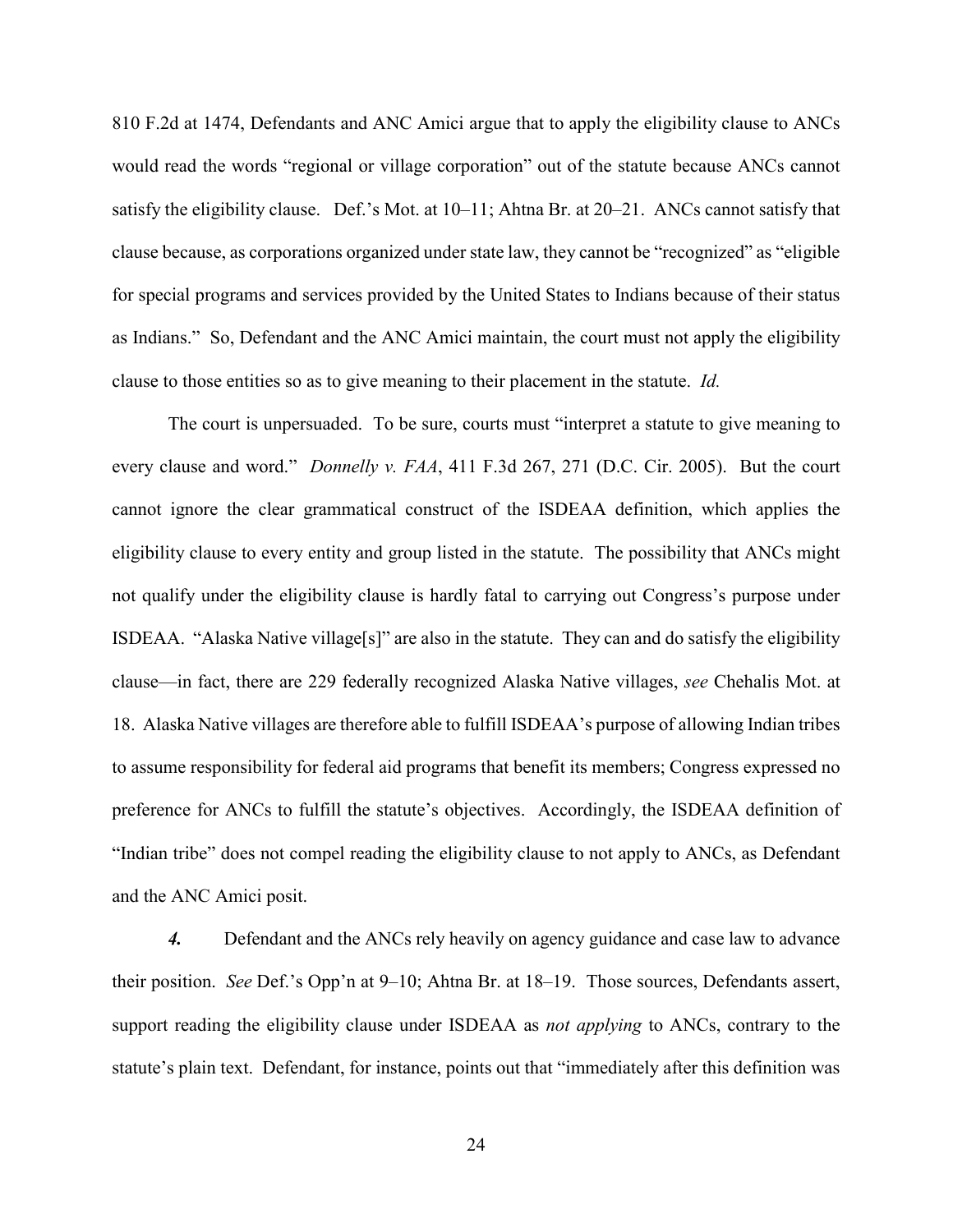810 F.2d at 1474, Defendants and ANC Amici argue that to apply the eligibility clause to ANCs would read the words "regional or village corporation" out of the statute because ANCs cannot satisfy the eligibility clause. Def.'s Mot. at 10–11; Ahtna Br. at 20–21. ANCs cannot satisfy that clause because, as corporations organized under state law, they cannot be "recognized" as "eligible for special programs and services provided by the United States to Indians because of their status as Indians." So, Defendant and the ANC Amici maintain, the court must not apply the eligibility clause to those entities so as to give meaning to their placement in the statute. *Id.*

The court is unpersuaded. To be sure, courts must "interpret a statute to give meaning to every clause and word." *Donnelly v. FAA*, 411 F.3d 267, 271 (D.C. Cir. 2005). But the court cannot ignore the clear grammatical construct of the ISDEAA definition, which applies the eligibility clause to every entity and group listed in the statute. The possibility that ANCs might not qualify under the eligibility clause is hardly fatal to carrying out Congress's purpose under ISDEAA. "Alaska Native village[s]" are also in the statute. They can and do satisfy the eligibility clause—in fact, there are 229 federally recognized Alaska Native villages, *see* Chehalis Mot. at 18. Alaska Native villages are therefore able to fulfill ISDEAA's purpose of allowing Indian tribes to assume responsibility for federal aid programs that benefit its members; Congress expressed no preference for ANCs to fulfill the statute's objectives. Accordingly, the ISDEAA definition of "Indian tribe" does not compel reading the eligibility clause to not apply to ANCs, as Defendant and the ANC Amici posit.

***4.*** Defendant and the ANCs rely heavily on agency guidance and case law to advance their position. *See* Def.'s Opp'n at 9–10; Ahtna Br. at 18–19. Those sources, Defendants assert, support reading the eligibility clause under ISDEAA as *not applying* to ANCs, contrary to the statute's plain text. Defendant, for instance, points out that "immediately after this definition was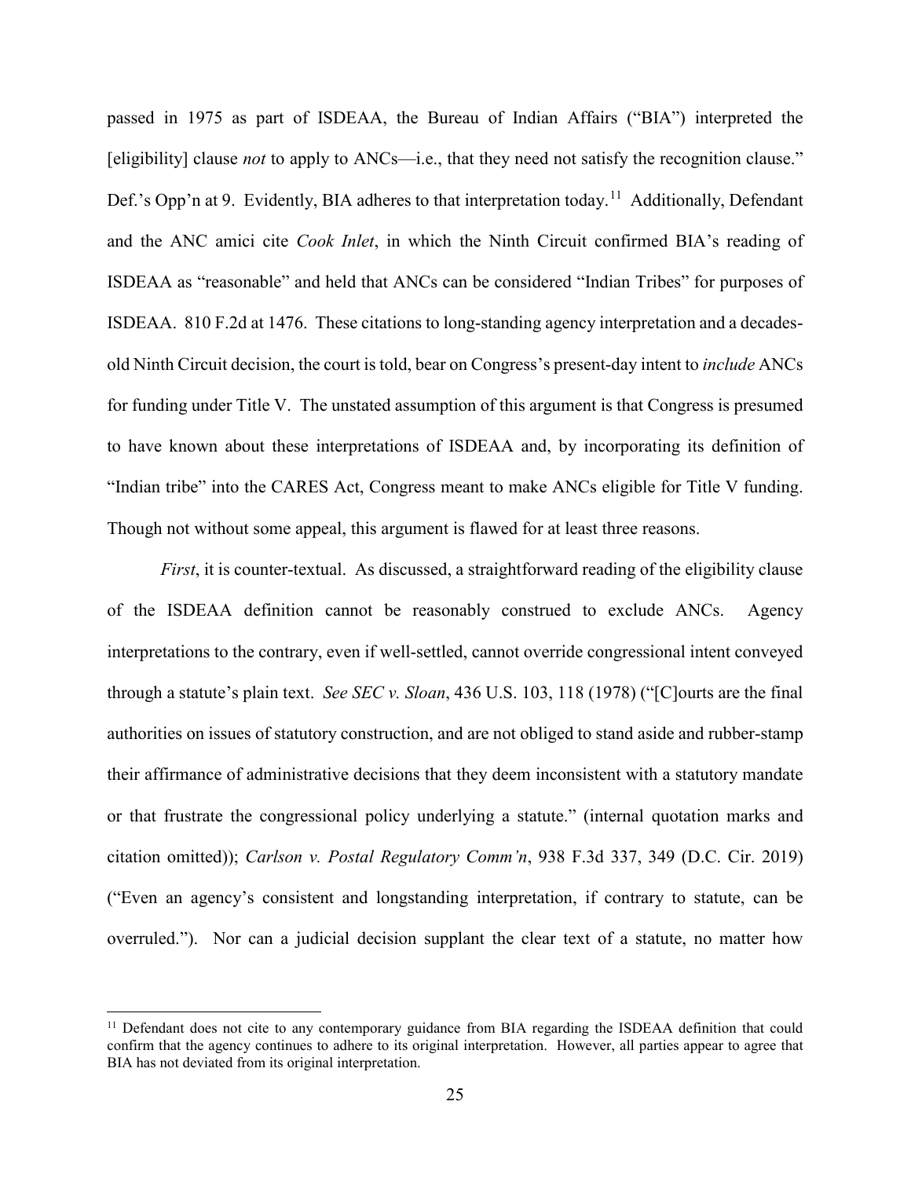passed in 1975 as part of ISDEAA, the Bureau of Indian Affairs ("BIA") interpreted the [eligibility] clause *not* to apply to ANCs—i.e., that they need not satisfy the recognition clause." Def.'s Opp'n at 9. Evidently, BIA adheres to that interpretation today.[11] Additionally, Defendant and the ANC amici cite *Cook Inlet*, in which the Ninth Circuit confirmed BIA's reading of ISDEAA as "reasonable" and held that ANCs can be considered "Indian Tribes" for purposes of ISDEAA. 810 F.2d at 1476. These citations to long-standing agency interpretation and a decades-old Ninth Circuit decision, the court is told, bear on Congress's present-day intent to *include* ANCs for funding under Title V. The unstated assumption of this argument is that Congress is presumed to have known about these interpretations of ISDEAA and, by incorporating its definition of "Indian tribe" into the CARES Act, Congress meant to make ANCs eligible for Title V funding. Though not without some appeal, this argument is flawed for at least three reasons.

*First*, it is counter-textual. As discussed, a straightforward reading of the eligibility clause of the ISDEAA definition cannot be reasonably construed to exclude ANCs. Agency interpretations to the contrary, even if well-settled, cannot override congressional intent conveyed through a statute's plain text. *See SEC v. Sloan*, 436 U.S. 103, 118 (1978) ("[C]ourts are the final authorities on issues of statutory construction, and are not obliged to stand aside and rubber-stamp their affirmance of administrative decisions that they deem inconsistent with a statutory mandate or that frustrate the congressional policy underlying a statute." (internal quotation marks and citation omitted)); *Carlson v. Postal Regulatory Comm'n*, 938 F.3d 337, 349 (D.C. Cir. 2019) ("Even an agency's consistent and longstanding interpretation, if contrary to statute, can be overruled."). Nor can a judicial decision supplant the clear text of a statute, no matter how

---

[11] Defendant does not cite to any contemporary guidance from BIA regarding the ISDEAA definition that could confirm that the agency continues to adhere to its original interpretation. However, all parties appear to agree that BIA has not deviated from its original interpretation.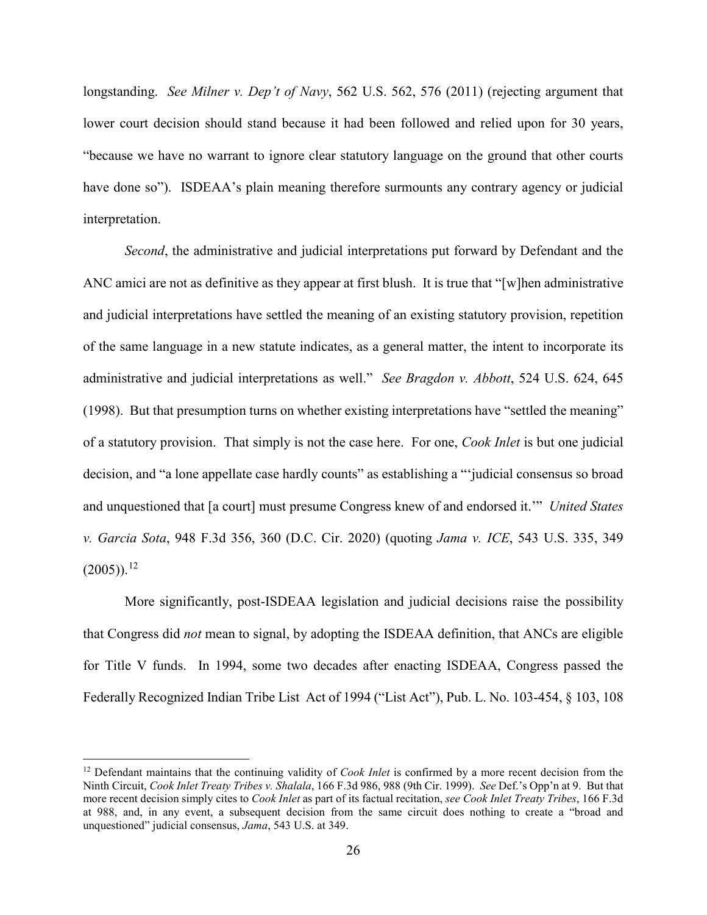longstanding. *See Milner v. Dep't of Navy*, 562 U.S. 562, 576 (2011) (rejecting argument that lower court decision should stand because it had been followed and relied upon for 30 years, "because we have no warrant to ignore clear statutory language on the ground that other courts have done so"). ISDEAA's plain meaning therefore surmounts any contrary agency or judicial interpretation.

*Second*, the administrative and judicial interpretations put forward by Defendant and the ANC amici are not as definitive as they appear at first blush. It is true that "[w]hen administrative and judicial interpretations have settled the meaning of an existing statutory provision, repetition of the same language in a new statute indicates, as a general matter, the intent to incorporate its administrative and judicial interpretations as well." *See Bragdon v. Abbott*, 524 U.S. 624, 645 (1998). But that presumption turns on whether existing interpretations have "settled the meaning" of a statutory provision. That simply is not the case here. For one, *Cook Inlet* is but one judicial decision, and "a lone appellate case hardly counts" as establishing a "'judicial consensus so broad and unquestioned that [a court] must presume Congress knew of and endorsed it.'" *United States v. Garcia Sota*, 948 F.3d 356, 360 (D.C. Cir. 2020) (quoting *Jama v. ICE*, 543 U.S. 335, 349 (2005)).[12]

More significantly, post-ISDEAA legislation and judicial decisions raise the possibility that Congress did *not* mean to signal, by adopting the ISDEAA definition, that ANCs are eligible for Title V funds. In 1994, some two decades after enacting ISDEAA, Congress passed the Federally Recognized Indian Tribe List Act of 1994 ("List Act"), Pub. L. No. 103-454, § 103, 108

---

[12] Defendant maintains that the continuing validity of *Cook Inlet* is confirmed by a more recent decision from the Ninth Circuit, *Cook Inlet Treaty Tribes v. Shalala*, 166 F.3d 986, 988 (9th Cir. 1999). *See* Def.'s Opp'n at 9. But that more recent decision simply cites to *Cook Inlet* as part of its factual recitation, *see Cook Inlet Treaty Tribes*, 166 F.3d at 988, and, in any event, a subsequent decision from the same circuit does nothing to create a "broad and unquestioned" judicial consensus, *Jama*, 543 U.S. at 349.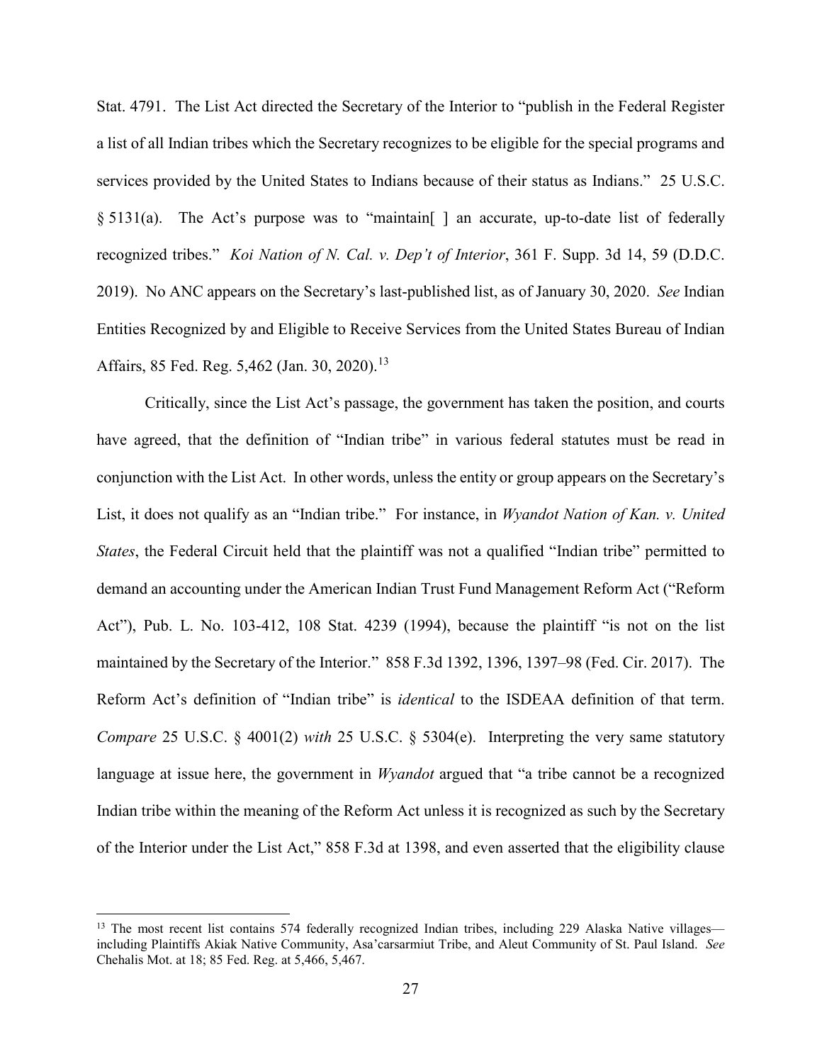Stat. 4791. The List Act directed the Secretary of the Interior to "publish in the Federal Register a list of all Indian tribes which the Secretary recognizes to be eligible for the special programs and services provided by the United States to Indians because of their status as Indians." 25 U.S.C. § 5131(a). The Act's purpose was to "maintain[ ] an accurate, up-to-date list of federally recognized tribes." *Koi Nation of N. Cal. v. Dep't of Interior*, 361 F. Supp. 3d 14, 59 (D.D.C. 2019). No ANC appears on the Secretary's last-published list, as of January 30, 2020. *See* Indian Entities Recognized by and Eligible to Receive Services from the United States Bureau of Indian Affairs, 85 Fed. Reg. 5,462 (Jan. 30, 2020).[13]

Critically, since the List Act's passage, the government has taken the position, and courts have agreed, that the definition of "Indian tribe" in various federal statutes must be read in conjunction with the List Act. In other words, unless the entity or group appears on the Secretary's List, it does not qualify as an "Indian tribe." For instance, in *Wyandot Nation of Kan. v. United States*, the Federal Circuit held that the plaintiff was not a qualified "Indian tribe" permitted to demand an accounting under the American Indian Trust Fund Management Reform Act ("Reform Act"), Pub. L. No. 103-412, 108 Stat. 4239 (1994), because the plaintiff "is not on the list maintained by the Secretary of the Interior." 858 F.3d 1392, 1396, 1397–98 (Fed. Cir. 2017). The Reform Act's definition of "Indian tribe" is *identical* to the ISDEAA definition of that term. *Compare* 25 U.S.C. § 4001(2) *with* 25 U.S.C. § 5304(e). Interpreting the very same statutory language at issue here, the government in *Wyandot* argued that "a tribe cannot be a recognized Indian tribe within the meaning of the Reform Act unless it is recognized as such by the Secretary of the Interior under the List Act," 858 F.3d at 1398, and even asserted that the eligibility clause

---

[13] The most recent list contains 574 federally recognized Indian tribes, including 229 Alaska Native villages—including Plaintiffs Akiak Native Community, Asa'carsarmiut Tribe, and Aleut Community of St. Paul Island. *See* Chehalis Mot. at 18; 85 Fed. Reg. at 5,466, 5,467.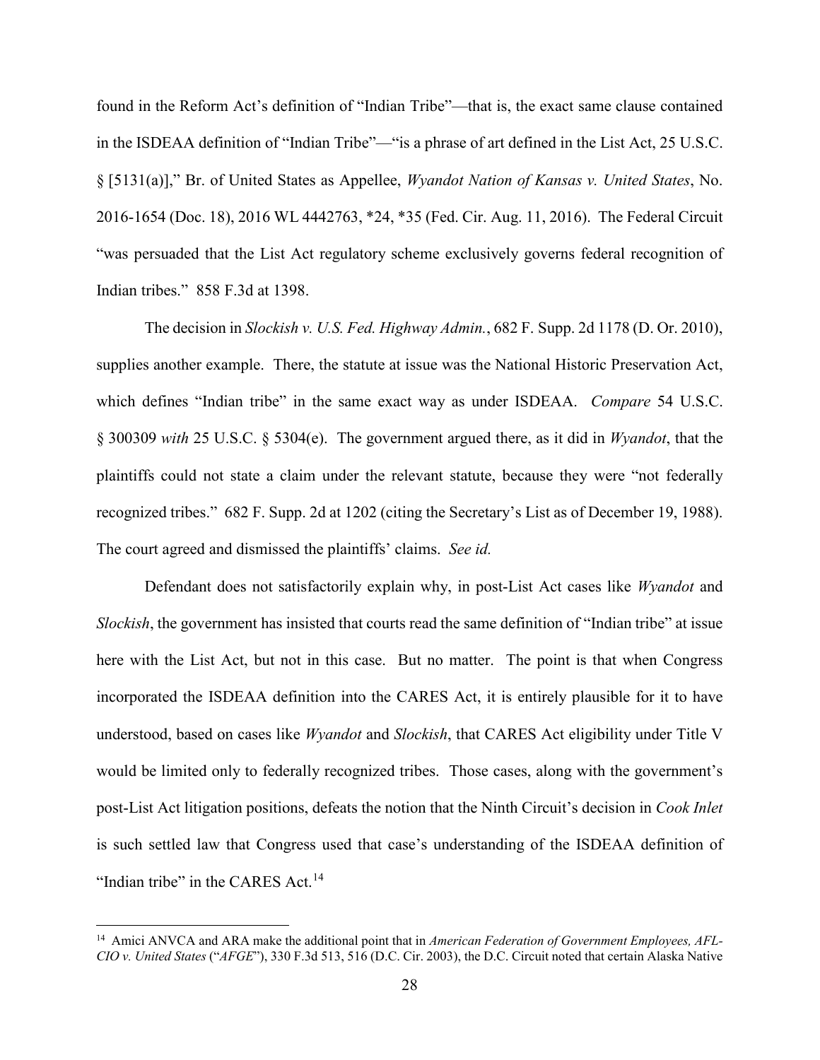found in the Reform Act's definition of "Indian Tribe"—that is, the exact same clause contained in the ISDEAA definition of "Indian Tribe"—"is a phrase of art defined in the List Act, 25 U.S.C. § [5131(a)]," Br. of United States as Appellee, *Wyandot Nation of Kansas v. United States*, No. 2016-1654 (Doc. 18), 2016 WL 4442763, *24, *35 (Fed. Cir. Aug. 11, 2016). The Federal Circuit "was persuaded that the List Act regulatory scheme exclusively governs federal recognition of Indian tribes." 858 F.3d at 1398.

The decision in *Slockish v. U.S. Fed. Highway Admin.*, 682 F. Supp. 2d 1178 (D. Or. 2010), supplies another example. There, the statute at issue was the National Historic Preservation Act, which defines "Indian tribe" in the same exact way as under ISDEAA. *Compare* 54 U.S.C. § 300309 *with* 25 U.S.C. § 5304(e). The government argued there, as it did in *Wyandot*, that the plaintiffs could not state a claim under the relevant statute, because they were "not federally recognized tribes." 682 F. Supp. 2d at 1202 (citing the Secretary's List as of December 19, 1988). The court agreed and dismissed the plaintiffs' claims. *See id.*

Defendant does not satisfactorily explain why, in post-List Act cases like *Wyandot* and *Slockish*, the government has insisted that courts read the same definition of "Indian tribe" at issue here with the List Act, but not in this case. But no matter. The point is that when Congress incorporated the ISDEAA definition into the CARES Act, it is entirely plausible for it to have understood, based on cases like *Wyandot* and *Slockish*, that CARES Act eligibility under Title V would be limited only to federally recognized tribes. Those cases, along with the government's post-List Act litigation positions, defeats the notion that the Ninth Circuit's decision in *Cook Inlet* is such settled law that Congress used that case's understanding of the ISDEAA definition of "Indian tribe" in the CARES Act.[14]

[14] Amici ANVCA and ARA make the additional point that in *American Federation of Government Employees, AFL-CIO v. United States* ("*AFGE*"), 330 F.3d 513, 516 (D.C. Cir. 2003), the D.C. Circuit noted that certain Alaska Native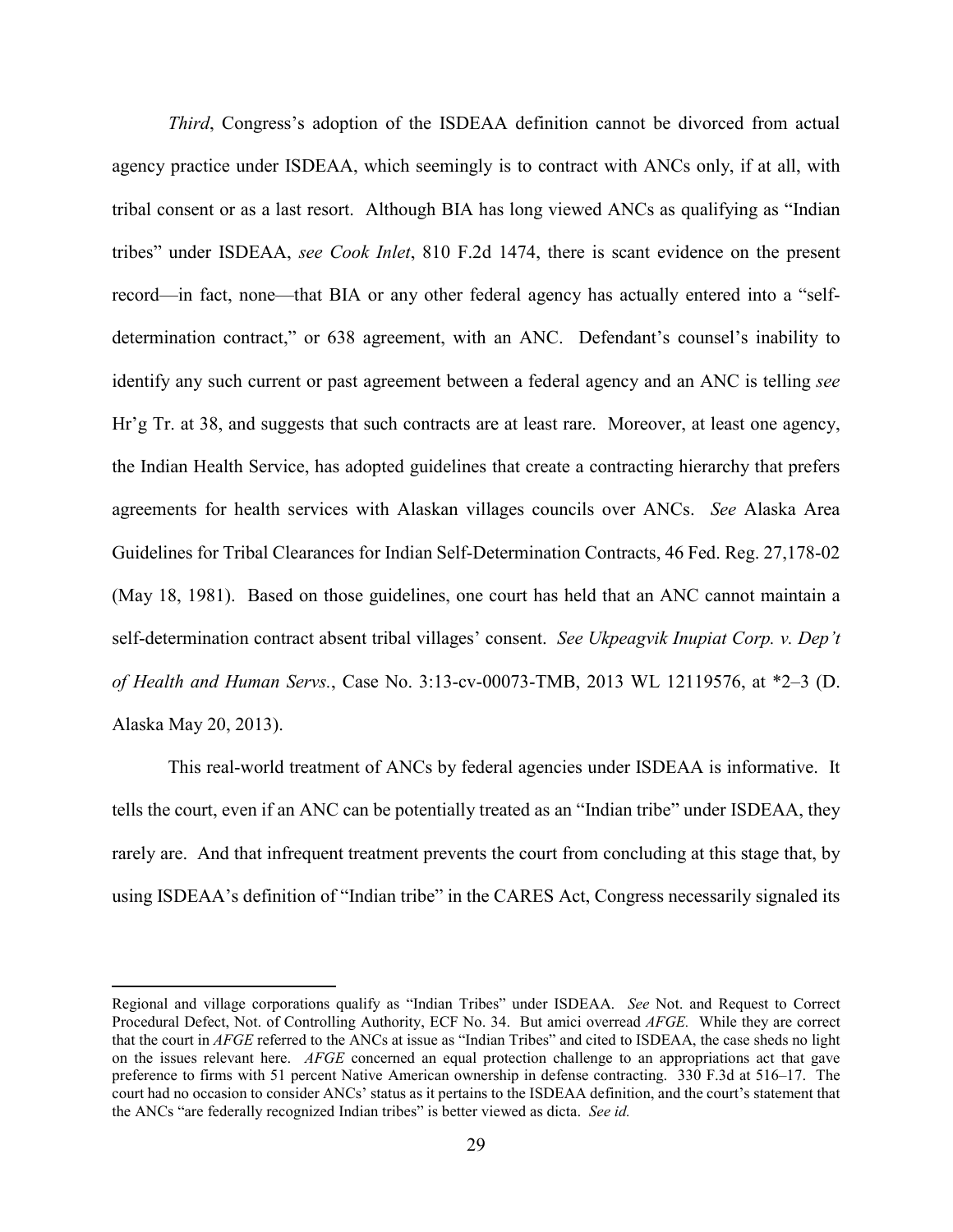*Third*, Congress's adoption of the ISDEAA definition cannot be divorced from actual agency practice under ISDEAA, which seemingly is to contract with ANCs only, if at all, with tribal consent or as a last resort. Although BIA has long viewed ANCs as qualifying as "Indian tribes" under ISDEAA, *see Cook Inlet*, 810 F.2d 1474, there is scant evidence on the present record—in fact, none—that BIA or any other federal agency has actually entered into a "self-determination contract," or 638 agreement, with an ANC. Defendant's counsel's inability to identify any such current or past agreement between a federal agency and an ANC is telling *see* Hr'g Tr. at 38, and suggests that such contracts are at least rare. Moreover, at least one agency, the Indian Health Service, has adopted guidelines that create a contracting hierarchy that prefers agreements for health services with Alaskan villages councils over ANCs. *See* Alaska Area Guidelines for Tribal Clearances for Indian Self-Determination Contracts, 46 Fed. Reg. 27,178-02 (May 18, 1981). Based on those guidelines, one court has held that an ANC cannot maintain a self-determination contract absent tribal villages' consent. *See Ukpeagvik Inupiat Corp. v. Dep't of Health and Human Servs.*, Case No. 3:13-cv-00073-TMB, 2013 WL 12119576, at *2–3 (D. Alaska May 20, 2013).

This real-world treatment of ANCs by federal agencies under ISDEAA is informative. It tells the court, even if an ANC can be potentially treated as an "Indian tribe" under ISDEAA, they rarely are. And that infrequent treatment prevents the court from concluding at this stage that, by using ISDEAA's definition of "Indian tribe" in the CARES Act, Congress necessarily signaled its

---

Regional and village corporations qualify as "Indian Tribes" under ISDEAA. *See* Not. and Request to Correct Procedural Defect, Not. of Controlling Authority, ECF No. 34. But amici overread *AFGE*. While they are correct that the court in *AFGE* referred to the ANCs at issue as "Indian Tribes" and cited to ISDEAA, the case sheds no light on the issues relevant here. *AFGE* concerned an equal protection challenge to an appropriations act that gave preference to firms with 51 percent Native American ownership in defense contracting. 330 F.3d at 516–17. The court had no occasion to consider ANCs' status as it pertains to the ISDEAA definition, and the court's statement that the ANCs "are federally recognized Indian tribes" is better viewed as dicta. *See id.*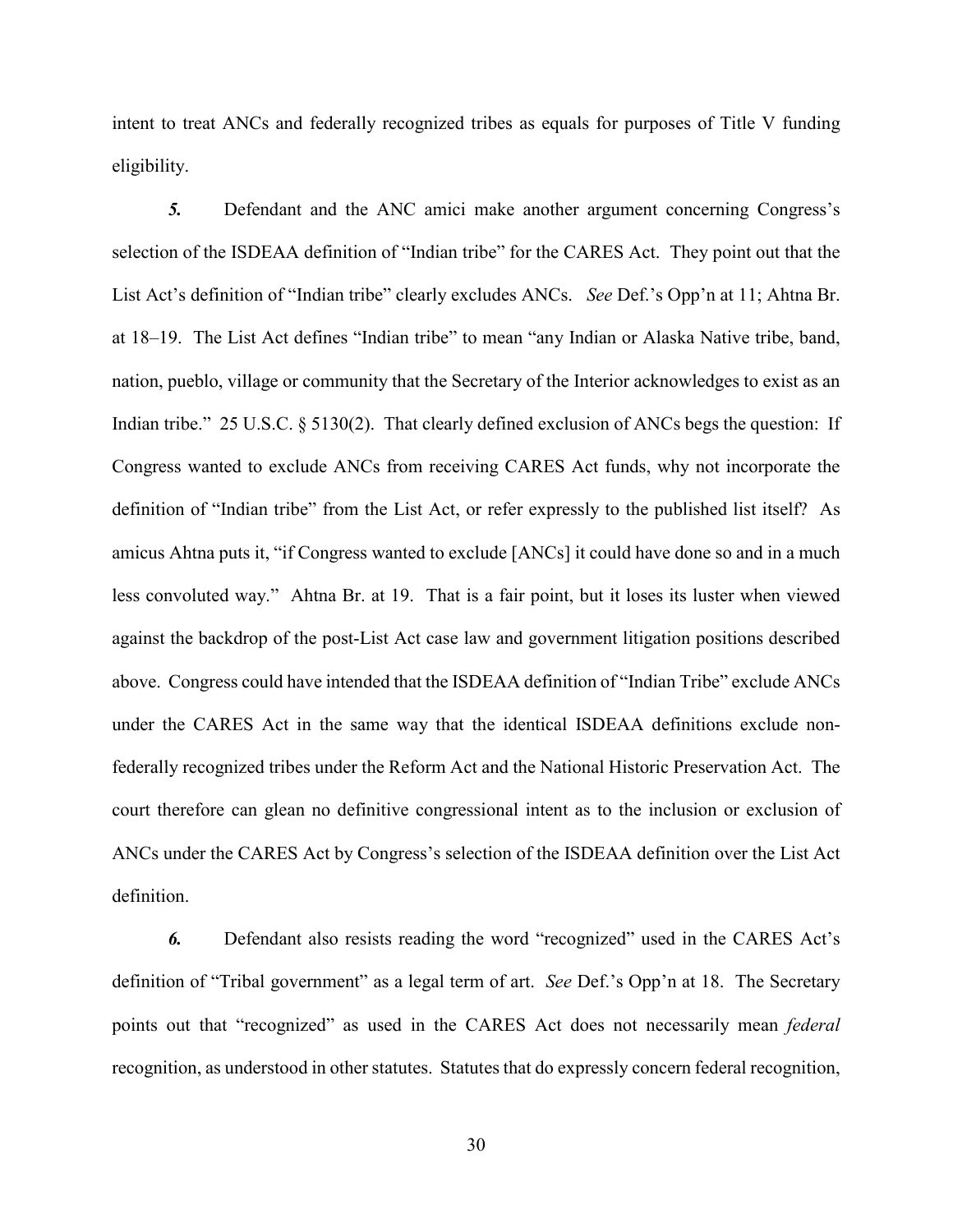intent to treat ANCs and federally recognized tribes as equals for purposes of Title V funding eligibility.

***5.*** Defendant and the ANC amici make another argument concerning Congress's selection of the ISDEAA definition of "Indian tribe" for the CARES Act. They point out that the List Act's definition of "Indian tribe" clearly excludes ANCs. *See* Def.'s Opp'n at 11; Ahtna Br. at 18–19. The List Act defines "Indian tribe" to mean "any Indian or Alaska Native tribe, band, nation, pueblo, village or community that the Secretary of the Interior acknowledges to exist as an Indian tribe." 25 U.S.C. § 5130(2). That clearly defined exclusion of ANCs begs the question: If Congress wanted to exclude ANCs from receiving CARES Act funds, why not incorporate the definition of "Indian tribe" from the List Act, or refer expressly to the published list itself? As amicus Ahtna puts it, "if Congress wanted to exclude [ANCs] it could have done so and in a much less convoluted way." Ahtna Br. at 19. That is a fair point, but it loses its luster when viewed against the backdrop of the post-List Act case law and government litigation positions described above. Congress could have intended that the ISDEAA definition of "Indian Tribe" exclude ANCs under the CARES Act in the same way that the identical ISDEAA definitions exclude non-federally recognized tribes under the Reform Act and the National Historic Preservation Act. The court therefore can glean no definitive congressional intent as to the inclusion or exclusion of ANCs under the CARES Act by Congress's selection of the ISDEAA definition over the List Act definition.

***6.*** Defendant also resists reading the word "recognized" used in the CARES Act's definition of "Tribal government" as a legal term of art. *See* Def.'s Opp'n at 18. The Secretary points out that "recognized" as used in the CARES Act does not necessarily mean *federal* recognition, as understood in other statutes. Statutes that do expressly concern federal recognition,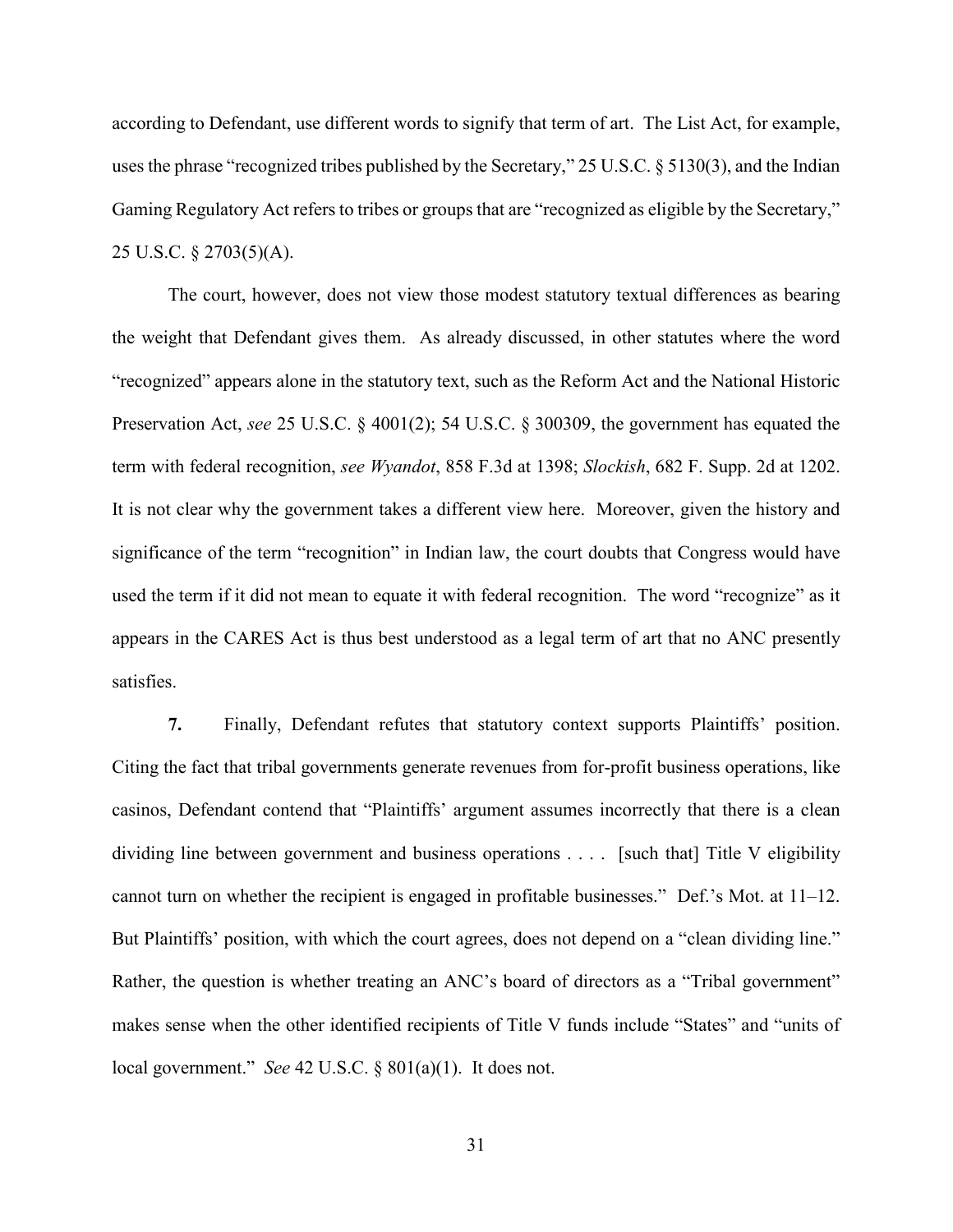according to Defendant, use different words to signify that term of art. The List Act, for example, uses the phrase "recognized tribes published by the Secretary," 25 U.S.C. § 5130(3), and the Indian Gaming Regulatory Act refers to tribes or groups that are "recognized as eligible by the Secretary," 25 U.S.C. § 2703(5)(A).

The court, however, does not view those modest statutory textual differences as bearing the weight that Defendant gives them. As already discussed, in other statutes where the word "recognized" appears alone in the statutory text, such as the Reform Act and the National Historic Preservation Act, *see* 25 U.S.C. § 4001(2); 54 U.S.C. § 300309, the government has equated the term with federal recognition, *see Wyandot*, 858 F.3d at 1398; *Slockish*, 682 F. Supp. 2d at 1202. It is not clear why the government takes a different view here. Moreover, given the history and significance of the term "recognition" in Indian law, the court doubts that Congress would have used the term if it did not mean to equate it with federal recognition. The word "recognize" as it appears in the CARES Act is thus best understood as a legal term of art that no ANC presently satisfies.

**7.** Finally, Defendant refutes that statutory context supports Plaintiffs' position. Citing the fact that tribal governments generate revenues from for-profit business operations, like casinos, Defendant contend that "Plaintiffs' argument assumes incorrectly that there is a clean dividing line between government and business operations . . . . [such that] Title V eligibility cannot turn on whether the recipient is engaged in profitable businesses." Def.'s Mot. at 11–12. But Plaintiffs' position, with which the court agrees, does not depend on a "clean dividing line." Rather, the question is whether treating an ANC's board of directors as a "Tribal government" makes sense when the other identified recipients of Title V funds include "States" and "units of local government." *See* 42 U.S.C. § 801(a)(1). It does not.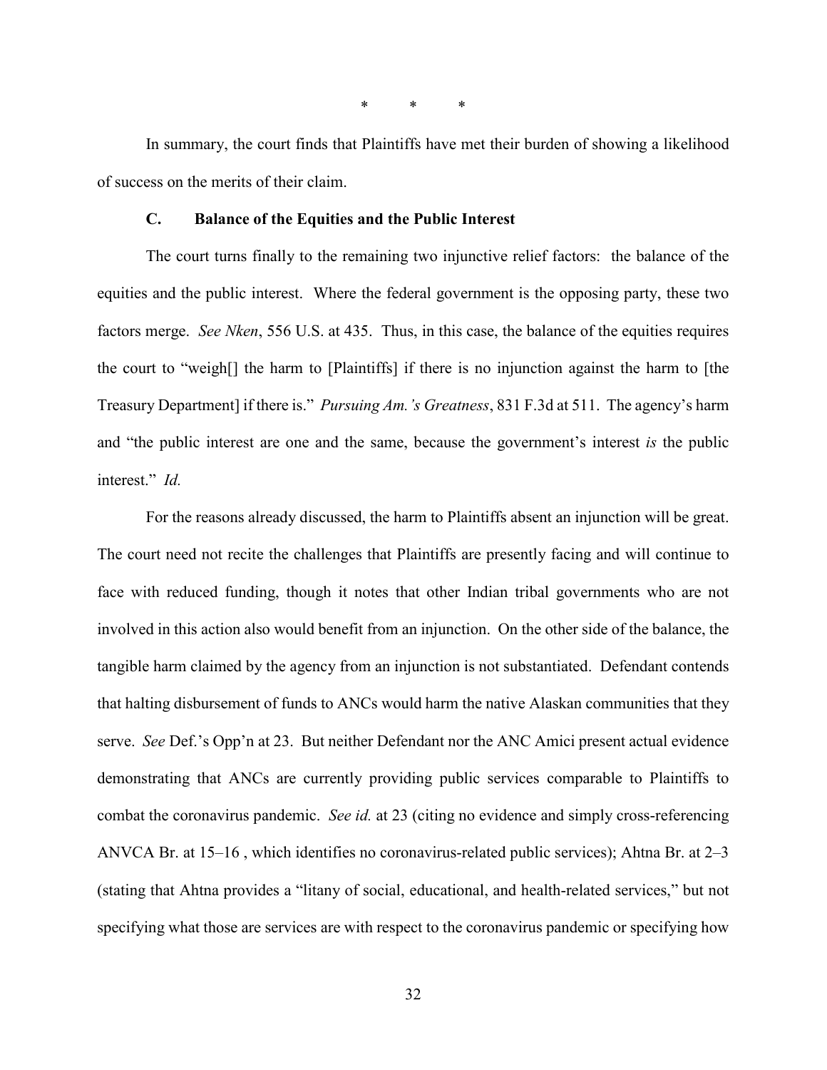\*   \*   \*

In summary, the court finds that Plaintiffs have met their burden of showing a likelihood of success on the merits of their claim.

### C. Balance of the Equities and the Public Interest

The court turns finally to the remaining two injunctive relief factors: the balance of the equities and the public interest. Where the federal government is the opposing party, these two factors merge. *See Nken*, 556 U.S. at 435. Thus, in this case, the balance of the equities requires the court to "weigh[] the harm to [Plaintiffs] if there is no injunction against the harm to [the Treasury Department] if there is." *Pursuing Am.'s Greatness*, 831 F.3d at 511. The agency's harm and "the public interest are one and the same, because the government's interest *is* the public interest." *Id.*

For the reasons already discussed, the harm to Plaintiffs absent an injunction will be great. The court need not recite the challenges that Plaintiffs are presently facing and will continue to face with reduced funding, though it notes that other Indian tribal governments who are not involved in this action also would benefit from an injunction. On the other side of the balance, the tangible harm claimed by the agency from an injunction is not substantiated. Defendant contends that halting disbursement of funds to ANCs would harm the native Alaskan communities that they serve. *See* Def.'s Opp'n at 23. But neither Defendant nor the ANC Amici present actual evidence demonstrating that ANCs are currently providing public services comparable to Plaintiffs to combat the coronavirus pandemic. *See id.* at 23 (citing no evidence and simply cross-referencing ANVCA Br. at 15–16 , which identifies no coronavirus-related public services); Ahtna Br. at 2–3 (stating that Ahtna provides a "litany of social, educational, and health-related services," but not specifying what those are services are with respect to the coronavirus pandemic or specifying how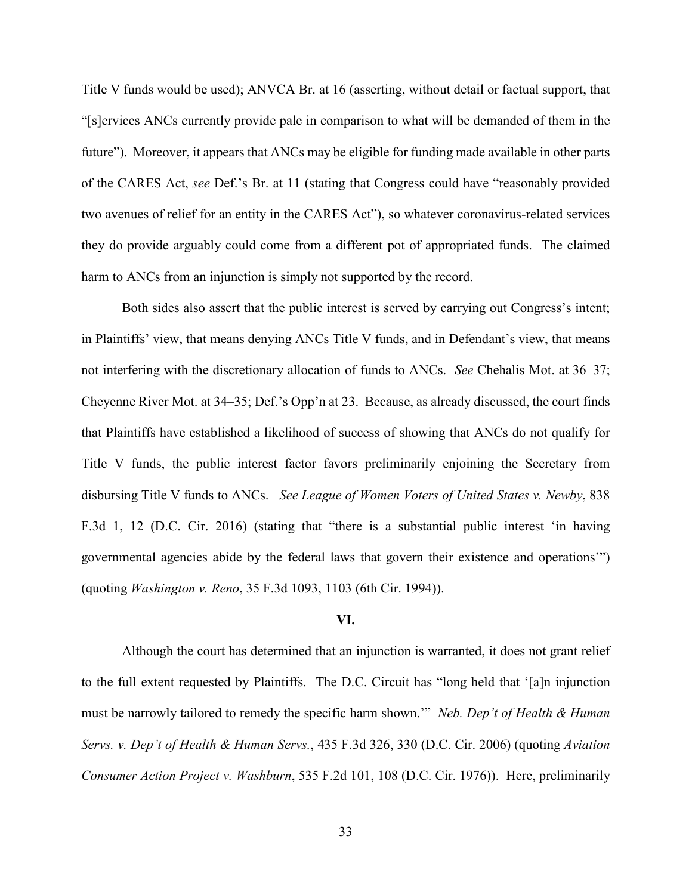Title V funds would be used); ANVCA Br. at 16 (asserting, without detail or factual support, that "[s]ervices ANCs currently provide pale in comparison to what will be demanded of them in the future"). Moreover, it appears that ANCs may be eligible for funding made available in other parts of the CARES Act, *see* Def.'s Br. at 11 (stating that Congress could have "reasonably provided two avenues of relief for an entity in the CARES Act"), so whatever coronavirus-related services they do provide arguably could come from a different pot of appropriated funds. The claimed harm to ANCs from an injunction is simply not supported by the record.

Both sides also assert that the public interest is served by carrying out Congress's intent; in Plaintiffs' view, that means denying ANCs Title V funds, and in Defendant's view, that means not interfering with the discretionary allocation of funds to ANCs. *See* Chehalis Mot. at 36–37; Cheyenne River Mot. at 34–35; Def.'s Opp'n at 23. Because, as already discussed, the court finds that Plaintiffs have established a likelihood of success of showing that ANCs do not qualify for Title V funds, the public interest factor favors preliminarily enjoining the Secretary from disbursing Title V funds to ANCs. *See League of Women Voters of United States v. Newby*, 838 F.3d 1, 12 (D.C. Cir. 2016) (stating that "there is a substantial public interest 'in having governmental agencies abide by the federal laws that govern their existence and operations'") (quoting *Washington v. Reno*, 35 F.3d 1093, 1103 (6th Cir. 1994)).

## VI.

Although the court has determined that an injunction is warranted, it does not grant relief to the full extent requested by Plaintiffs. The D.C. Circuit has "long held that '[a]n injunction must be narrowly tailored to remedy the specific harm shown.'" *Neb. Dep't of Health & Human Servs. v. Dep't of Health & Human Servs.*, 435 F.3d 326, 330 (D.C. Cir. 2006) (quoting *Aviation Consumer Action Project v. Washburn*, 535 F.2d 101, 108 (D.C. Cir. 1976)). Here, preliminarily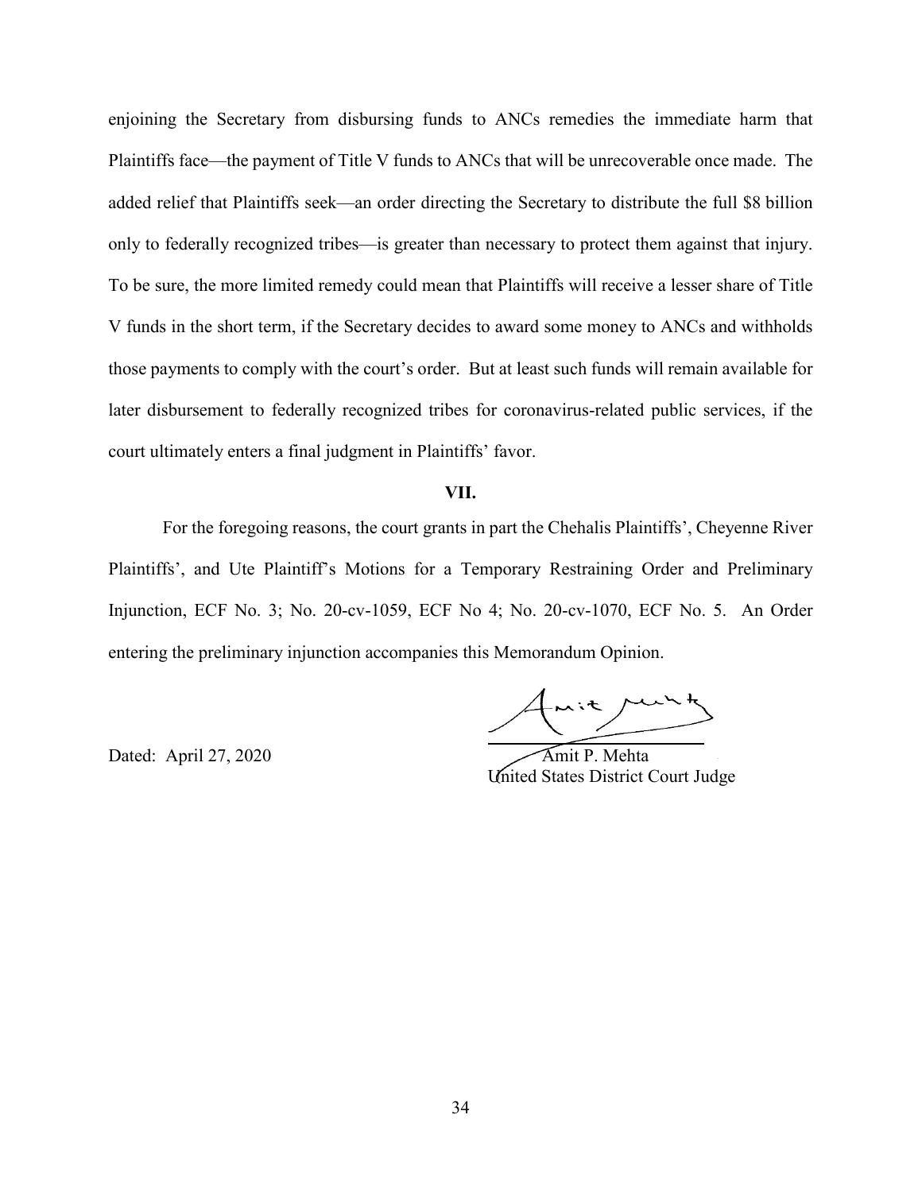enjoining the Secretary from disbursing funds to ANCs remedies the immediate harm that Plaintiffs face—the payment of Title V funds to ANCs that will be unrecoverable once made. The added relief that Plaintiffs seek—an order directing the Secretary to distribute the full $8 billion only to federally recognized tribes—is greater than necessary to protect them against that injury. To be sure, the more limited remedy could mean that Plaintiffs will receive a lesser share of Title V funds in the short term, if the Secretary decides to award some money to ANCs and withholds those payments to comply with the court's order. But at least such funds will remain available for later disbursement to federally recognized tribes for coronavirus-related public services, if the court ultimately enters a final judgment in Plaintiffs' favor.

**VII.**

For the foregoing reasons, the court grants in part the Chehalis Plaintiffs', Cheyenne River Plaintiffs', and Ute Plaintiff's Motions for a Temporary Restraining Order and Preliminary Injunction, ECF No. 3; No. 20-cv-1059, ECF No 4; No. 20-cv-1070, ECF No. 5. An Order entering the preliminary injunction accompanies this Memorandum Opinion.

Dated: April 27, 2020

Amit P. Mehta
United States District Court Judge